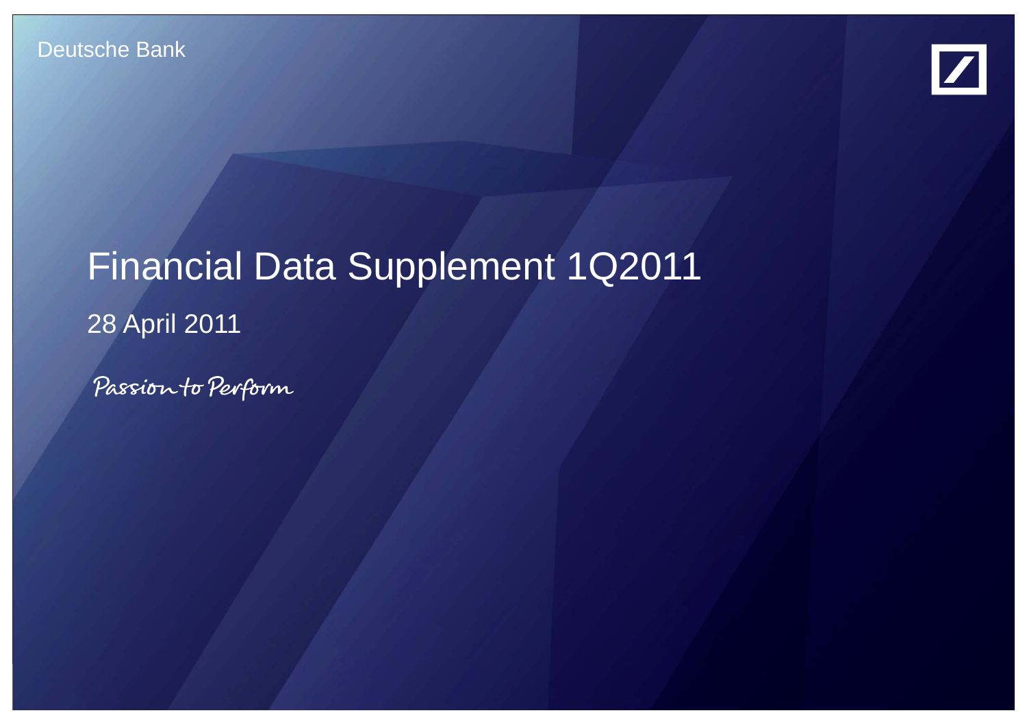Deutsche Bank

# Financial Data Supplement 1Q2011

28 April 2011

*Passion to Perform*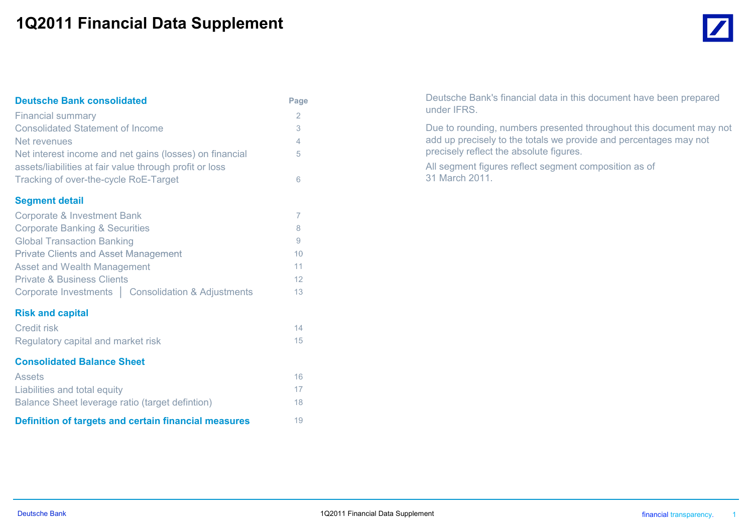# 1Q2011 Financial Data Supplement

| Deutsche Bank consolidated | Page |
|---|---|
| Financial summary | 2 |
| Consolidated Statement of Income | 3 |
| Net revenues | 4 |
| Net interest income and net gains (losses) on financial assets/liabilities at fair value through profit or loss | 5 |
| Tracking of over-the-cycle RoE-Target | 6 |
| **Segment detail** | |
| Corporate & Investment Bank | 7 |
| Corporate Banking & Securities | 8 |
| Global Transaction Banking | 9 |
| Private Clients and Asset Management | 10 |
| Asset and Wealth Management | 11 |
| Private & Business Clients | 12 |
| Corporate Investments │ Consolidation & Adjustments | 13 |
| **Risk and capital** | |
| Credit risk | 14 |
| Regulatory capital and market risk | 15 |
| **Consolidated Balance Sheet** | |
| Assets | 16 |
| Liabilities and total equity | 17 |
| Balance Sheet leverage ratio (target defintion) | 18 |
| **Definition of targets and certain financial measures** | 19 |

Deutsche Bank's financial data in this document have been prepared under IFRS.

Due to rounding, numbers presented throughout this document may not add up precisely to the totals we provide and percentages may not precisely reflect the absolute figures.

All segment figures reflect segment composition as of 31 March 2011.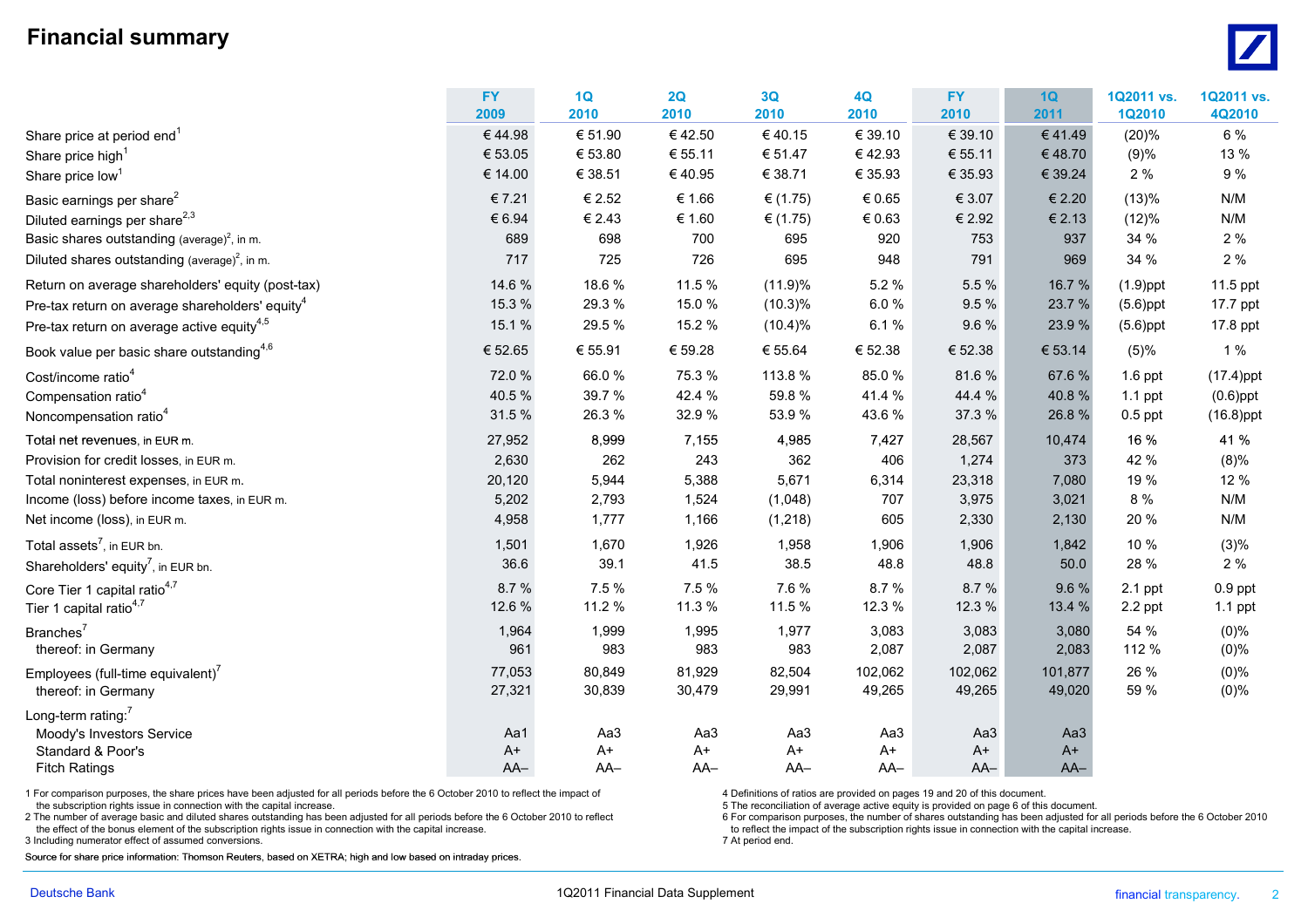# Financial summary

| | FY 2009 | 1Q 2010 | 2Q 2010 | 3Q 2010 | 4Q 2010 | FY 2010 | 1Q 2011 | 1Q2011 vs. 1Q2010 | 1Q2011 vs. 4Q2010 |
|---|---|---|---|---|---|---|---|---|---|
| Share price at period end[1] | € 44.98 | € 51.90 | € 42.50 | € 40.15 | € 39.10 | € 39.10 | € 41.49 | (20)% | 6 % |
| Share price high[1] | € 53.05 | € 53.80 | € 55.11 | € 51.47 | € 42.93 | € 55.11 | € 48.70 | (9)% | 13 % |
| Share price low[1] | € 14.00 | € 38.51 | € 40.95 | € 38.71 | € 35.93 | € 35.93 | € 39.24 | 2 % | 9 % |
| Basic earnings per share[2] | € 7.21 | € 2.52 | € 1.66 | € (1.75) | € 0.65 | € 3.07 | € 2.20 | (13)% | N/M |
| Diluted earnings per share[2,3] | € 6.94 | € 2.43 | € 1.60 | € (1.75) | € 0.63 | € 2.92 | € 2.13 | (12)% | N/M |
| Basic shares outstanding (average)[2], in m. | 689 | 698 | 700 | 695 | 920 | 753 | 937 | 34 % | 2 % |
| Diluted shares outstanding (average)[2], in m. | 717 | 725 | 726 | 695 | 948 | 791 | 969 | 34 % | 2 % |
| Return on average shareholders' equity (post-tax) | 14.6 % | 18.6 % | 11.5 % | (11.9)% | 5.2 % | 5.5 % | 16.7 % | (1.9)ppt | 11.5 ppt |
| Pre-tax return on average shareholders' equity[4] | 15.3 % | 29.3 % | 15.0 % | (10.3)% | 6.0 % | 9.5 % | 23.7 % | (5.6)ppt | 17.7 ppt |
| Pre-tax return on average active equity[4,5] | 15.1 % | 29.5 % | 15.2 % | (10.4)% | 6.1 % | 9.6 % | 23.9 % | (5.6)ppt | 17.8 ppt |
| Book value per basic share outstanding[4,6] | € 52.65 | € 55.91 | € 59.28 | € 55.64 | € 52.38 | € 52.38 | € 53.14 | (5)% | 1 % |
| Cost/income ratio[4] | 72.0 % | 66.0 % | 75.3 % | 113.8 % | 85.0 % | 81.6 % | 67.6 % | 1.6 ppt | (17.4)ppt |
| Compensation ratio[4] | 40.5 % | 39.7 % | 42.4 % | 59.8 % | 41.4 % | 44.4 % | 40.8 % | 1.1 ppt | (0.6)ppt |
| Noncompensation ratio[4] | 31.5 % | 26.3 % | 32.9 % | 53.9 % | 43.6 % | 37.3 % | 26.8 % | 0.5 ppt | (16.8)ppt |
| Total net revenues, in EUR m. | 27,952 | 8,999 | 7,155 | 4,985 | 7,427 | 28,567 | 10,474 | 16 % | 41 % |
| Provision for credit losses, in EUR m. | 2,630 | 262 | 243 | 362 | 406 | 1,274 | 373 | 42 % | (8)% |
| Total noninterest expenses, in EUR m. | 20,120 | 5,944 | 5,388 | 5,671 | 6,314 | 23,318 | 7,080 | 19 % | 12 % |
| Income (loss) before income taxes, in EUR m. | 5,202 | 2,793 | 1,524 | (1,048) | 707 | 3,975 | 3,021 | 8 % | N/M |
| Net income (loss), in EUR m. | 4,958 | 1,777 | 1,166 | (1,218) | 605 | 2,330 | 2,130 | 20 % | N/M |
| Total assets[7], in EUR bn. | 1,501 | 1,670 | 1,926 | 1,958 | 1,906 | 1,906 | 1,842 | 10 % | (3)% |
| Shareholders' equity[7], in EUR bn. | 36.6 | 39.1 | 41.5 | 38.5 | 48.8 | 48.8 | 50.0 | 28 % | 2 % |
| Core Tier 1 capital ratio[4,7] | 8.7 % | 7.5 % | 7.5 % | 7.6 % | 8.7 % | 8.7 % | 9.6 % | 2.1 ppt | 0.9 ppt |
| Tier 1 capital ratio[4,7] | 12.6 % | 11.2 % | 11.3 % | 11.5 % | 12.3 % | 12.3 % | 13.4 % | 2.2 ppt | 1.1 ppt |
| Branches[7] | 1,964 | 1,999 | 1,995 | 1,977 | 3,083 | 3,083 | 3,080 | 54 % | (0)% |
| thereof: in Germany | 961 | 983 | 983 | 983 | 2,087 | 2,087 | 2,083 | 112 % | (0)% |
| Employees (full-time equivalent)[7] | 77,053 | 80,849 | 81,929 | 82,504 | 102,062 | 102,062 | 101,877 | 26 % | (0)% |
| thereof: in Germany | 27,321 | 30,839 | 30,479 | 29,991 | 49,265 | 49,265 | 49,020 | 59 % | (0)% |
| Long-term rating:[7] | | | | | | | | | |
| Moody's Investors Service | Aa1 | Aa3 | Aa3 | Aa3 | Aa3 | Aa3 | Aa3 | | |
| Standard & Poor's | A+ | A+ | A+ | A+ | A+ | A+ | A+ | | |
| Fitch Ratings | AA– | AA– | AA– | AA– | AA– | AA– | AA– | | |

1 For comparison purposes, the share prices have been adjusted for all periods before the 6 October 2010 to reflect the impact of the subscription rights issue in connection with the capital increase.
2 The number of average basic and diluted shares outstanding has been adjusted for all periods before the 6 October 2010 to reflect the effect of the bonus element of the subscription rights issue in connection with the capital increase.
3 Including numerator effect of assumed conversions.
4 Definitions of ratios are provided on pages 19 and 20 of this document.
5 The reconciliation of average active equity is provided on page 6 of this document.
6 For comparison purposes, the number of shares outstanding has been adjusted for all periods before the 6 October 2010 to reflect the impact of the subscription rights issue in connection with the capital increase.
7 At period end.

Source for share price information: Thomson Reuters, based on XETRA; high and low based on intraday prices.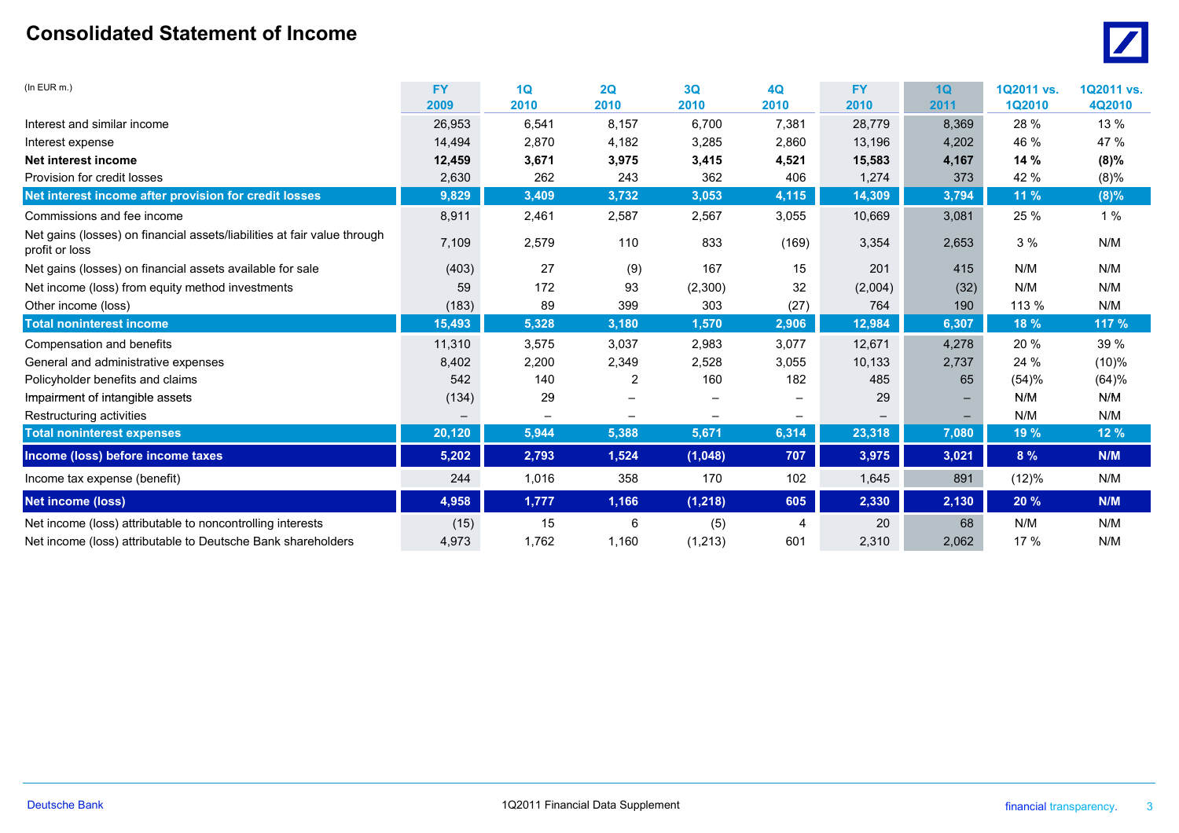# Consolidated Statement of Income

| (In EUR m.) | FY 2009 | 1Q 2010 | 2Q 2010 | 3Q 2010 | 4Q 2010 | FY 2010 | 1Q 2011 | 1Q2011 vs. 1Q2010 | 1Q2011 vs. 4Q2010 |
|---|---|---|---|---|---|---|---|---|---|
| Interest and similar income | 26,953 | 6,541 | 8,157 | 6,700 | 7,381 | 28,779 | 8,369 | 28 % | 13 % |
| Interest expense | 14,494 | 2,870 | 4,182 | 3,285 | 2,860 | 13,196 | 4,202 | 46 % | 47 % |
| **Net interest income** | **12,459** | **3,671** | **3,975** | **3,415** | **4,521** | **15,583** | **4,167** | **14 %** | **(8)%** |
| Provision for credit losses | 2,630 | 262 | 243 | 362 | 406 | 1,274 | 373 | 42 % | (8)% |
| **Net interest income after provision for credit losses** | **9,829** | **3,409** | **3,732** | **3,053** | **4,115** | **14,309** | **3,794** | **11 %** | **(8)%** |
| Commissions and fee income | 8,911 | 2,461 | 2,587 | 2,567 | 3,055 | 10,669 | 3,081 | 25 % | 1 % |
| Net gains (losses) on financial assets/liabilities at fair value through profit or loss | 7,109 | 2,579 | 110 | 833 | (169) | 3,354 | 2,653 | 3 % | N/M |
| Net gains (losses) on financial assets available for sale | (403) | 27 | (9) | 167 | 15 | 201 | 415 | N/M | N/M |
| Net income (loss) from equity method investments | 59 | 172 | 93 | (2,300) | 32 | (2,004) | (32) | N/M | N/M |
| Other income (loss) | (183) | 89 | 399 | 303 | (27) | 764 | 190 | 113 % | N/M |
| **Total noninterest income** | **15,493** | **5,328** | **3,180** | **1,570** | **2,906** | **12,984** | **6,307** | **18 %** | **117 %** |
| Compensation and benefits | 11,310 | 3,575 | 3,037 | 2,983 | 3,077 | 12,671 | 4,278 | 20 % | 39 % |
| General and administrative expenses | 8,402 | 2,200 | 2,349 | 2,528 | 3,055 | 10,133 | 2,737 | 24 % | (10)% |
| Policyholder benefits and claims | 542 | 140 | 2 | 160 | 182 | 485 | 65 | (54)% | (64)% |
| Impairment of intangible assets | (134) | 29 | – | – | – | 29 | – | N/M | N/M |
| Restructuring activities | – | – | – | – | – | – | – | N/M | N/M |
| **Total noninterest expenses** | **20,120** | **5,944** | **5,388** | **5,671** | **6,314** | **23,318** | **7,080** | **19 %** | **12 %** |
| **Income (loss) before income taxes** | **5,202** | **2,793** | **1,524** | **(1,048)** | **707** | **3,975** | **3,021** | **8 %** | **N/M** |
| Income tax expense (benefit) | 244 | 1,016 | 358 | 170 | 102 | 1,645 | 891 | (12)% | N/M |
| **Net income (loss)** | **4,958** | **1,777** | **1,166** | **(1,218)** | **605** | **2,330** | **2,130** | **20 %** | **N/M** |
| Net income (loss) attributable to noncontrolling interests | (15) | 15 | 6 | (5) | 4 | 20 | 68 | N/M | N/M |
| Net income (loss) attributable to Deutsche Bank shareholders | 4,973 | 1,762 | 1,160 | (1,213) | 601 | 2,310 | 2,062 | 17 % | N/M |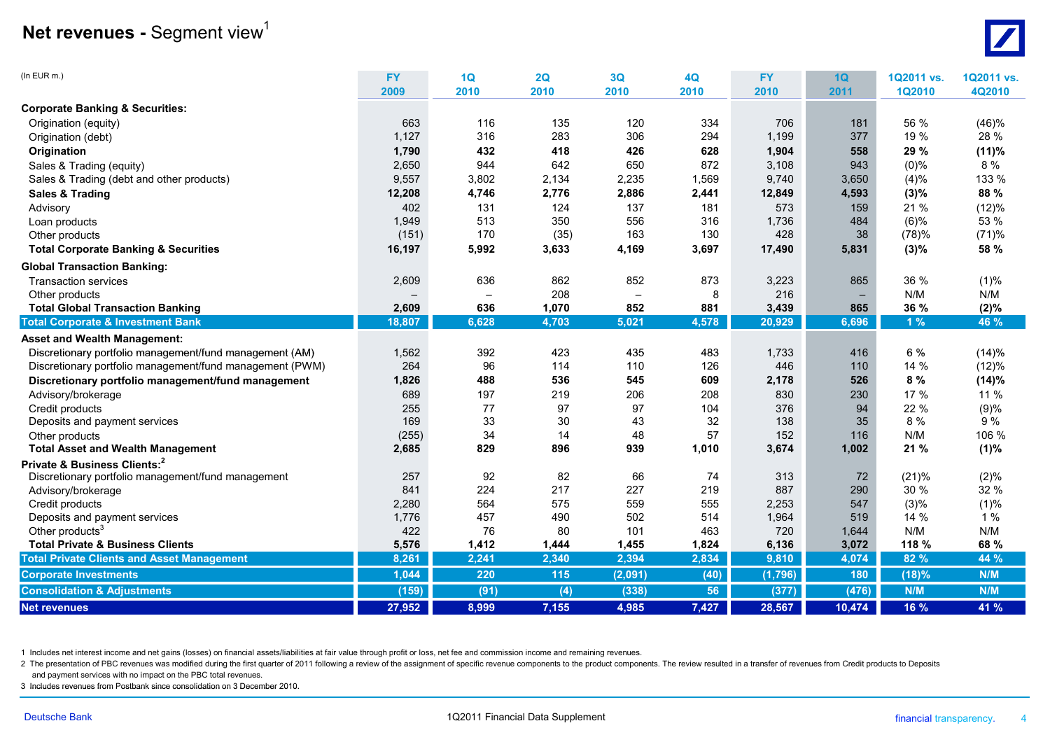# Net revenues - Segment view[1]

| (In EUR m.) | FY 2009 | 1Q 2010 | 2Q 2010 | 3Q 2010 | 4Q 2010 | FY 2010 | 1Q 2011 | 1Q2011 vs. 1Q2010 | 1Q2011 vs. 4Q2010 |
|---|---|---|---|---|---|---|---|---|---|
| **Corporate Banking & Securities:** | | | | | | | | | |
| Origination (equity) | 663 | 116 | 135 | 120 | 334 | 706 | 181 | 56 % | (46)% |
| Origination (debt) | 1,127 | 316 | 283 | 306 | 294 | 1,199 | 377 | 19 % | 28 % |
| **Origination** | **1,790** | **432** | **418** | **426** | **628** | **1,904** | **558** | **29 %** | **(11)%** |
| Sales & Trading (equity) | 2,650 | 944 | 642 | 650 | 872 | 3,108 | 943 | (0)% | 8 % |
| Sales & Trading (debt and other products) | 9,557 | 3,802 | 2,134 | 2,235 | 1,569 | 9,740 | 3,650 | (4)% | 133 % |
| **Sales & Trading** | **12,208** | **4,746** | **2,776** | **2,886** | **2,441** | **12,849** | **4,593** | **(3)%** | **88 %** |
| Advisory | 402 | 131 | 124 | 137 | 181 | 573 | 159 | 21 % | (12)% |
| Loan products | 1,949 | 513 | 350 | 556 | 316 | 1,736 | 484 | (6)% | 53 % |
| Other products | (151) | 170 | (35) | 163 | 130 | 428 | 38 | (78)% | (71)% |
| **Total Corporate Banking & Securities** | **16,197** | **5,992** | **3,633** | **4,169** | **3,697** | **17,490** | **5,831** | **(3)%** | **58 %** |
| **Global Transaction Banking:** | | | | | | | | | |
| Transaction services | 2,609 | 636 | 862 | 852 | 873 | 3,223 | 865 | 36 % | (1)% |
| Other products | – | – | 208 | – | 8 | 216 | – | N/M | N/M |
| **Total Global Transaction Banking** | **2,609** | **636** | **1,070** | **852** | **881** | **3,439** | **865** | **36 %** | **(2)%** |
| **Total Corporate & Investment Bank** | **18,807** | **6,628** | **4,703** | **5,021** | **4,578** | **20,929** | **6,696** | **1 %** | **46 %** |
| **Asset and Wealth Management:** | | | | | | | | | |
| Discretionary portfolio management/fund management (AM) | 1,562 | 392 | 423 | 435 | 483 | 1,733 | 416 | 6 % | (14)% |
| Discretionary portfolio management/fund management (PWM) | 264 | 96 | 114 | 110 | 126 | 446 | 110 | 14 % | (12)% |
| **Discretionary portfolio management/fund management** | **1,826** | **488** | **536** | **545** | **609** | **2,178** | **526** | **8 %** | **(14)%** |
| Advisory/brokerage | 689 | 197 | 219 | 206 | 208 | 830 | 230 | 17 % | 11 % |
| Credit products | 255 | 77 | 97 | 97 | 104 | 376 | 94 | 22 % | (9)% |
| Deposits and payment services | 169 | 33 | 30 | 43 | 32 | 138 | 35 | 8 % | 9 % |
| Other products | (255) | 34 | 14 | 48 | 57 | 152 | 116 | N/M | 106 % |
| **Total Asset and Wealth Management** | **2,685** | **829** | **896** | **939** | **1,010** | **3,674** | **1,002** | **21 %** | **(1)%** |
| **Private & Business Clients:[2]** | | | | | | | | | |
| Discretionary portfolio management/fund management | 257 | 92 | 82 | 66 | 74 | 313 | 72 | (21)% | (2)% |
| Advisory/brokerage | 841 | 224 | 217 | 227 | 219 | 887 | 290 | 30 % | 32 % |
| Credit products | 2,280 | 564 | 575 | 559 | 555 | 2,253 | 547 | (3)% | (1)% |
| Deposits and payment services | 1,776 | 457 | 490 | 502 | 514 | 1,964 | 519 | 14 % | 1 % |
| Other products[3] | 422 | 76 | 80 | 101 | 463 | 720 | 1,644 | N/M | N/M |
| **Total Private & Business Clients** | **5,576** | **1,412** | **1,444** | **1,455** | **1,824** | **6,136** | **3,072** | **118 %** | **68 %** |
| **Total Private Clients and Asset Management** | **8,261** | **2,241** | **2,340** | **2,394** | **2,834** | **9,810** | **4,074** | **82 %** | **44 %** |
| **Corporate Investments** | **1,044** | **220** | **115** | **(2,091)** | **(40)** | **(1,796)** | **180** | **(18)%** | **N/M** |
| **Consolidation & Adjustments** | **(159)** | **(91)** | **(4)** | **(338)** | **56** | **(377)** | **(476)** | **N/M** | **N/M** |
| **Net revenues** | **27,952** | **8,999** | **7,155** | **4,985** | **7,427** | **28,567** | **10,474** | **16 %** | **41 %** |

1 Includes net interest income and net gains (losses) on financial assets/liabilities at fair value through profit or loss, net fee and commission income and remaining revenues.

2 The presentation of PBC revenues was modified during the first quarter of 2011 following a review of the assignment of specific revenue components to the product components. The review resulted in a transfer of revenues from Credit products to Deposits and payment services with no impact on the PBC total revenues.

3 Includes revenues from Postbank since consolidation on 3 December 2010.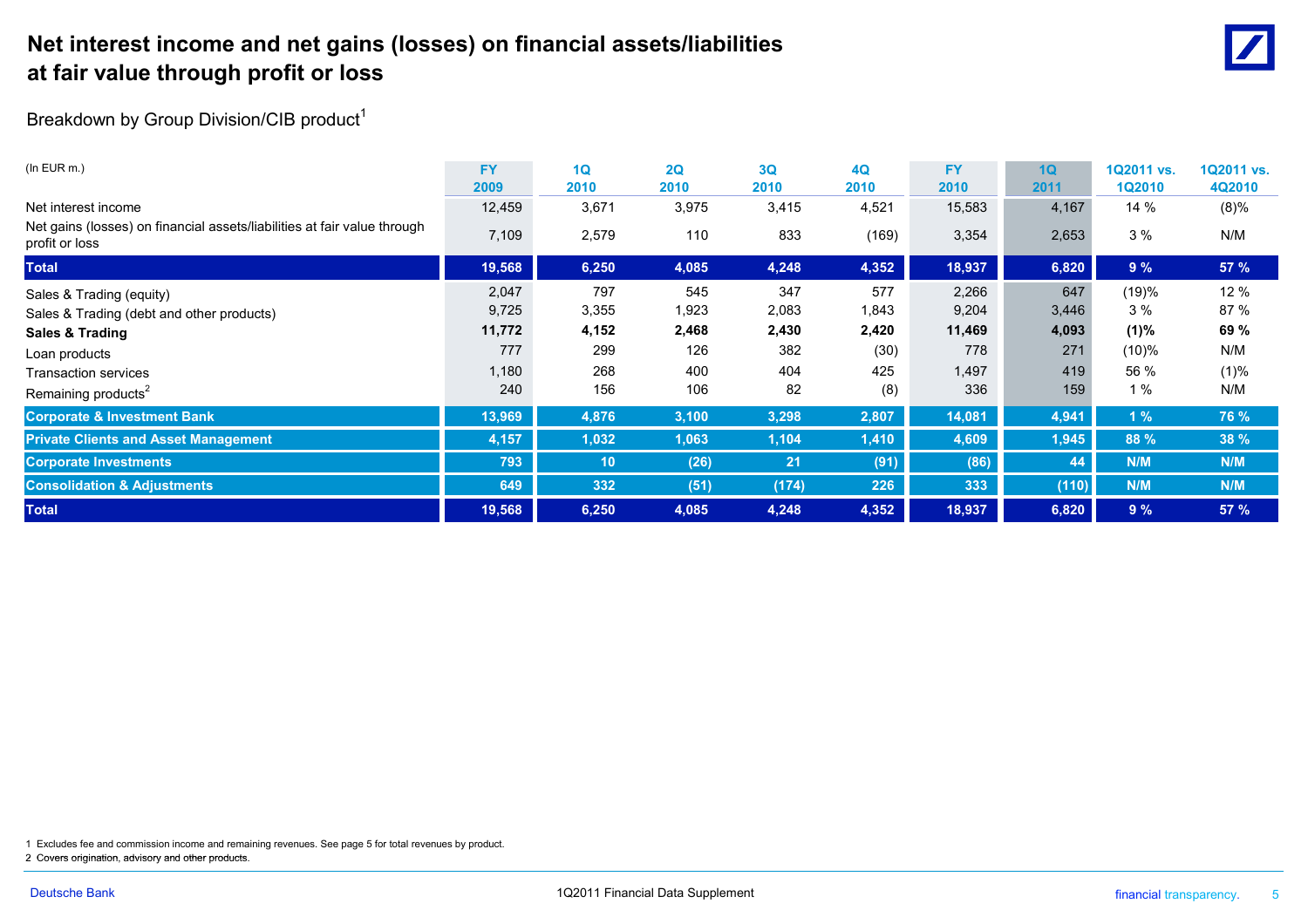# Net interest income and net gains (losses) on financial assets/liabilities at fair value through profit or loss

Breakdown by Group Division/CIB product[1]

| (In EUR m.) | FY 2009 | 1Q 2010 | 2Q 2010 | 3Q 2010 | 4Q 2010 | FY 2010 | 1Q 2011 | 1Q2011 vs. 1Q2010 | 1Q2011 vs. 4Q2010 |
|---|---|---|---|---|---|---|---|---|---|
| Net interest income | 12,459 | 3,671 | 3,975 | 3,415 | 4,521 | 15,583 | 4,167 | 14 % | (8)% |
| Net gains (losses) on financial assets/liabilities at fair value through profit or loss | 7,109 | 2,579 | 110 | 833 | (169) | 3,354 | 2,653 | 3 % | N/M |
| **Total** | **19,568** | **6,250** | **4,085** | **4,248** | **4,352** | **18,937** | **6,820** | **9 %** | **57 %** |
| Sales & Trading (equity) | 2,047 | 797 | 545 | 347 | 577 | 2,266 | 647 | (19)% | 12 % |
| Sales & Trading (debt and other products) | 9,725 | 3,355 | 1,923 | 2,083 | 1,843 | 9,204 | 3,446 | 3 % | 87 % |
| **Sales & Trading** | **11,772** | **4,152** | **2,468** | **2,430** | **2,420** | **11,469** | **4,093** | **(1)%** | **69 %** |
| Loan products | 777 | 299 | 126 | 382 | (30) | 778 | 271 | (10)% | N/M |
| Transaction services | 1,180 | 268 | 400 | 404 | 425 | 1,497 | 419 | 56 % | (1)% |
| Remaining products[2] | 240 | 156 | 106 | 82 | (8) | 336 | 159 | 1 % | N/M |
| **Corporate & Investment Bank** | **13,969** | **4,876** | **3,100** | **3,298** | **2,807** | **14,081** | **4,941** | **1 %** | **76 %** |
| **Private Clients and Asset Management** | **4,157** | **1,032** | **1,063** | **1,104** | **1,410** | **4,609** | **1,945** | **88 %** | **38 %** |
| **Corporate Investments** | **793** | **10** | **(26)** | **21** | **(91)** | **(86)** | **44** | **N/M** | **N/M** |
| **Consolidation & Adjustments** | **649** | **332** | **(51)** | **(174)** | **226** | **333** | **(110)** | **N/M** | **N/M** |
| **Total** | **19,568** | **6,250** | **4,085** | **4,248** | **4,352** | **18,937** | **6,820** | **9 %** | **57 %** |

1 Excludes fee and commission income and remaining revenues. See page 5 for total revenues by product.

2 Covers origination, advisory and other products.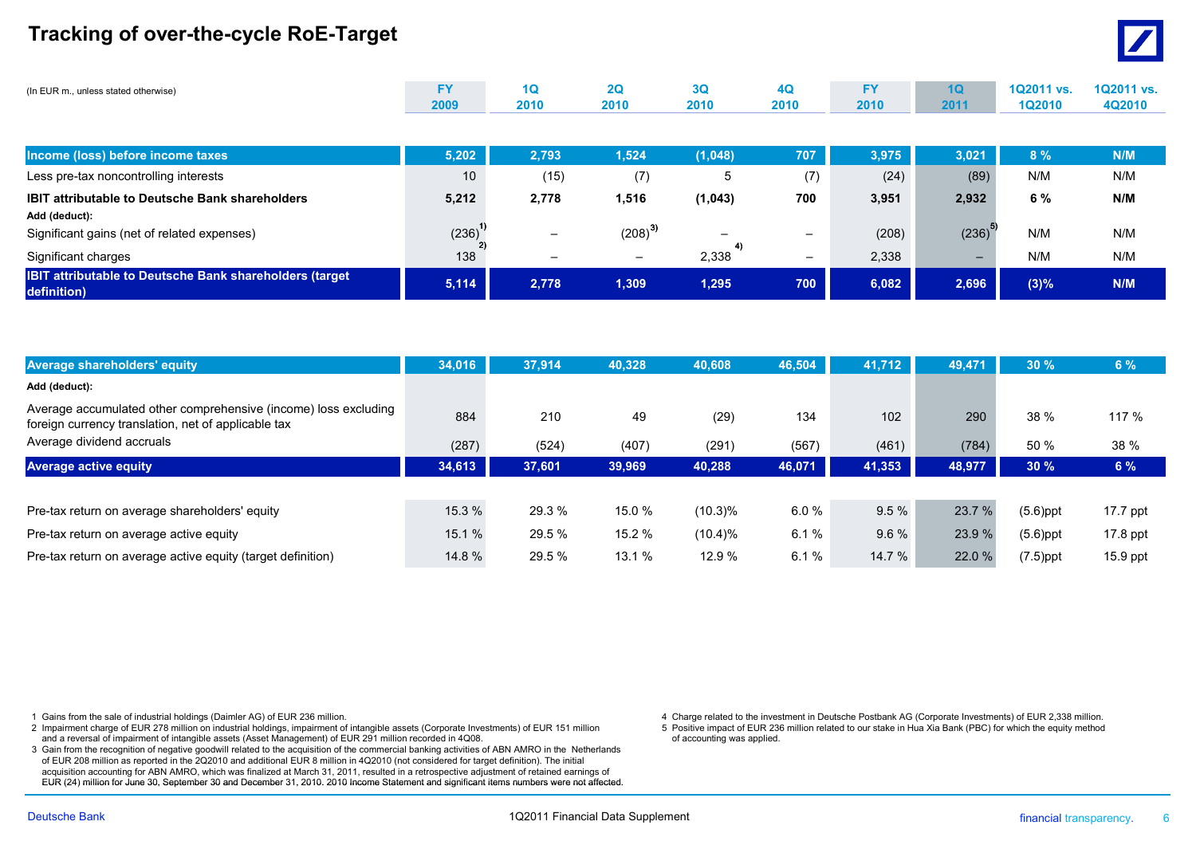# Tracking of over-the-cycle RoE-Target

| (In EUR m., unless stated otherwise) | FY 2009 | 1Q 2010 | 2Q 2010 | 3Q 2010 | 4Q 2010 | FY 2010 | 1Q 2011 | 1Q2011 vs. 1Q2010 | 1Q2011 vs. 4Q2010 |
|---|---|---|---|---|---|---|---|---|---|
| **Income (loss) before income taxes** | 5,202 | 2,793 | 1,524 | (1,048) | 707 | 3,975 | 3,021 | 8 % | N/M |
| Less pre-tax noncontrolling interests | 10 | (15) | (7) | 5 | (7) | (24) | (89) | N/M | N/M |
| **IBIT attributable to Deutsche Bank shareholders** | **5,212** | **2,778** | **1,516** | **(1,043)** | **700** | **3,951** | **2,932** | **6 %** | **N/M** |
| **Add (deduct):** | | | | | | | | | |
| Significant gains (net of related expenses) | (236)[1] | – | (208)[3] | – | – | (208) | (236)[5] | N/M | N/M |
| Significant charges | 138[2] | – | – | 2,338[4] | – | 2,338 | – | N/M | N/M |
| **IBIT attributable to Deutsche Bank shareholders (target definition)** | **5,114** | **2,778** | **1,309** | **1,295** | **700** | **6,082** | **2,696** | **(3)%** | **N/M** |
| | | | | | | | | | |
| **Average shareholders' equity** | 34,016 | 37,914 | 40,328 | 40,608 | 46,504 | 41,712 | 49,471 | 30 % | 6 % |
| **Add (deduct):** | | | | | | | | | |
| Average accumulated other comprehensive (income) loss excluding foreign currency translation, net of applicable tax | 884 | 210 | 49 | (29) | 134 | 102 | 290 | 38 % | 117 % |
| Average dividend accruals | (287) | (524) | (407) | (291) | (567) | (461) | (784) | 50 % | 38 % |
| **Average active equity** | **34,613** | **37,601** | **39,969** | **40,288** | **46,071** | **41,353** | **48,977** | **30 %** | **6 %** |
| | | | | | | | | | |
| Pre-tax return on average shareholders' equity | 15.3 % | 29.3 % | 15.0 % | (10.3)% | 6.0 % | 9.5 % | 23.7 % | (5.6)ppt | 17.7 ppt |
| Pre-tax return on average active equity | 15.1 % | 29.5 % | 15.2 % | (10.4)% | 6.1 % | 9.6 % | 23.9 % | (5.6)ppt | 17.8 ppt |
| Pre-tax return on average active equity (target definition) | 14.8 % | 29.5 % | 13.1 % | 12.9 % | 6.1 % | 14.7 % | 22.0 % | (7.5)ppt | 15.9 ppt |

1 Gains from the sale of industrial holdings (Daimler AG) of EUR 236 million.
2 Impairment charge of EUR 278 million on industrial holdings, impairment of intangible assets (Corporate Investments) of EUR 151 million and a reversal of impairment of intangible assets (Asset Management) of EUR 291 million recorded in 4Q08.
3 Gain from the recognition of negative goodwill related to the acquisition of the commercial banking activities of ABN AMRO in the Netherlands of EUR 208 million as reported in the 2Q2010 and additional EUR 8 million in 4Q2010 (not considered for target definition). The initial acquisition accounting for ABN AMRO, which was finalized at March 31, 2011, resulted in a retrospective adjustment of retained earnings of EUR (24) million for June 30, September 30 and December 31, 2010. 2010 Income Statement and significant items numbers were not affected.
4 Charge related to the investment in Deutsche Postbank AG (Corporate Investments) of EUR 2,338 million.
5 Positive impact of EUR 236 million related to our stake in Hua Xia Bank (PBC) for which the equity method of accounting was applied.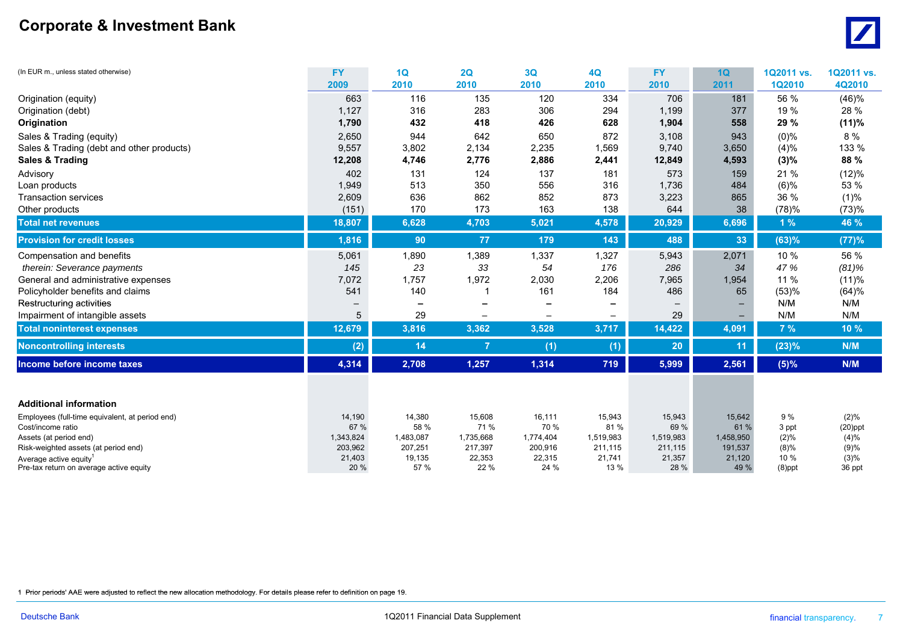# Corporate & Investment Bank

| (In EUR m., unless stated otherwise) | FY 2009 | 1Q 2010 | 2Q 2010 | 3Q 2010 | 4Q 2010 | FY 2010 | 1Q 2011 | 1Q2011 vs. 1Q2010 | 1Q2011 vs. 4Q2010 |
|---|---|---|---|---|---|---|---|---|---|
| Origination (equity) | 663 | 116 | 135 | 120 | 334 | 706 | 181 | 56 % | (46)% |
| Origination (debt) | 1,127 | 316 | 283 | 306 | 294 | 1,199 | 377 | 19 % | 28 % |
| **Origination** | **1,790** | **432** | **418** | **426** | **628** | **1,904** | **558** | **29 %** | **(11)%** |
| Sales & Trading (equity) | 2,650 | 944 | 642 | 650 | 872 | 3,108 | 943 | (0)% | 8 % |
| Sales & Trading (debt and other products) | 9,557 | 3,802 | 2,134 | 2,235 | 1,569 | 9,740 | 3,650 | (4)% | 133 % |
| **Sales & Trading** | **12,208** | **4,746** | **2,776** | **2,886** | **2,441** | **12,849** | **4,593** | **(3)%** | **88 %** |
| Advisory | 402 | 131 | 124 | 137 | 181 | 573 | 159 | 21 % | (12)% |
| Loan products | 1,949 | 513 | 350 | 556 | 316 | 1,736 | 484 | (6)% | 53 % |
| Transaction services | 2,609 | 636 | 862 | 852 | 873 | 3,223 | 865 | 36 % | (1)% |
| Other products | (151) | 170 | 173 | 163 | 138 | 644 | 38 | (78)% | (73)% |
| **Total net revenues** | **18,807** | **6,628** | **4,703** | **5,021** | **4,578** | **20,929** | **6,696** | **1 %** | **46 %** |
| **Provision for credit losses** | **1,816** | **90** | **77** | **179** | **143** | **488** | **33** | **(63)%** | **(77)%** |
| Compensation and benefits | 5,061 | 1,890 | 1,389 | 1,337 | 1,327 | 5,943 | 2,071 | 10 % | 56 % |
| *therein: Severance payments* | *145* | *23* | *33* | *54* | *176* | *286* | *34* | *47 %* | *(81)%* |
| General and administrative expenses | 7,072 | 1,757 | 1,972 | 2,030 | 2,206 | 7,965 | 1,954 | 11 % | (11)% |
| Policyholder benefits and claims | 541 | 140 | 1 | 161 | 184 | 486 | 65 | (53)% | (64)% |
| Restructuring activities | – | – | – | – | – | – | – | N/M | N/M |
| Impairment of intangible assets | 5 | 29 | – | – | – | 29 | – | N/M | N/M |
| **Total noninterest expenses** | **12,679** | **3,816** | **3,362** | **3,528** | **3,717** | **14,422** | **4,091** | **7 %** | **10 %** |
| **Noncontrolling interests** | **(2)** | **14** | **7** | **(1)** | **(1)** | **20** | **11** | **(23)%** | **N/M** |
| **Income before income taxes** | **4,314** | **2,708** | **1,257** | **1,314** | **719** | **5,999** | **2,561** | **(5)%** | **N/M** |
| **Additional information** | | | | | | | | | |
| Employees (full-time equivalent, at period end) | 14,190 | 14,380 | 15,608 | 16,111 | 15,943 | 15,943 | 15,642 | 9 % | (2)% |
| Cost/income ratio | 67 % | 58 % | 71 % | 70 % | 81 % | 69 % | 61 % | 3 ppt | (20)ppt |
| Assets (at period end) | 1,343,824 | 1,483,087 | 1,735,668 | 1,774,404 | 1,519,983 | 1,519,983 | 1,458,950 | (2)% | (4)% |
| Risk-weighted assets (at period end) | 203,962 | 207,251 | 217,397 | 200,916 | 211,115 | 211,115 | 191,537 | (8)% | (9)% |
| Average active equity[1] | 21,403 | 19,135 | 22,353 | 22,315 | 21,741 | 21,357 | 21,120 | 10 % | (3)% |
| Pre-tax return on average active equity | 20 % | 57 % | 22 % | 24 % | 13 % | 28 % | 49 % | (8)ppt | 36 ppt |

1 Prior periods' AAE were adjusted to reflect the new allocation methodology. For details please refer to definition on page 19.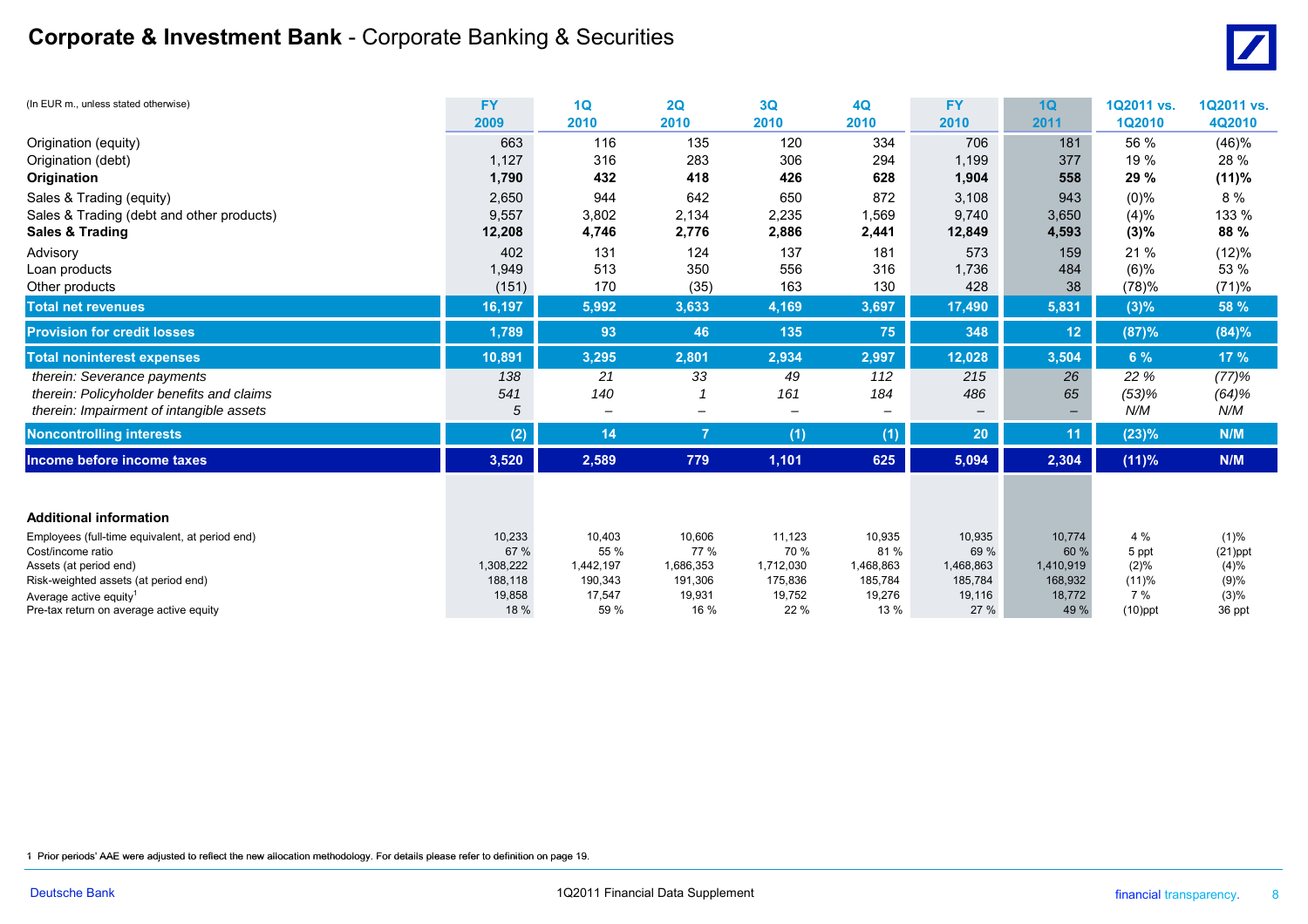# **Corporate & Investment Bank** - Corporate Banking & Securities

| (In EUR m., unless stated otherwise) | FY 2009 | 1Q 2010 | 2Q 2010 | 3Q 2010 | 4Q 2010 | FY 2010 | 1Q 2011 | 1Q2011 vs. 1Q2010 | 1Q2011 vs. 4Q2010 |
|---|---|---|---|---|---|---|---|---|---|
| Origination (equity) | 663 | 116 | 135 | 120 | 334 | 706 | 181 | 56 % | (46)% |
| Origination (debt) | 1,127 | 316 | 283 | 306 | 294 | 1,199 | 377 | 19 % | 28 % |
| **Origination** | **1,790** | **432** | **418** | **426** | **628** | **1,904** | **558** | **29 %** | **(11)%** |
| Sales & Trading (equity) | 2,650 | 944 | 642 | 650 | 872 | 3,108 | 943 | (0)% | 8 % |
| Sales & Trading (debt and other products) | 9,557 | 3,802 | 2,134 | 2,235 | 1,569 | 9,740 | 3,650 | (4)% | 133 % |
| **Sales & Trading** | **12,208** | **4,746** | **2,776** | **2,886** | **2,441** | **12,849** | **4,593** | **(3)%** | **88 %** |
| Advisory | 402 | 131 | 124 | 137 | 181 | 573 | 159 | 21 % | (12)% |
| Loan products | 1,949 | 513 | 350 | 556 | 316 | 1,736 | 484 | (6)% | 53 % |
| Other products | (151) | 170 | (35) | 163 | 130 | 428 | 38 | (78)% | (71)% |
| **Total net revenues** | **16,197** | **5,992** | **3,633** | **4,169** | **3,697** | **17,490** | **5,831** | **(3)%** | **58 %** |
| **Provision for credit losses** | **1,789** | **93** | **46** | **135** | **75** | **348** | **12** | **(87)%** | **(84)%** |
| **Total noninterest expenses** | **10,891** | **3,295** | **2,801** | **2,934** | **2,997** | **12,028** | **3,504** | **6 %** | **17 %** |
| *therein: Severance payments* | *138* | *21* | *33* | *49* | *112* | *215* | *26* | *22 %* | *(77)%* |
| *therein: Policyholder benefits and claims* | *541* | *140* | *1* | *161* | *184* | *486* | *65* | *(53)%* | *(64)%* |
| *therein: Impairment of intangible assets* | *5* | *–* | *–* | *–* | *–* | *–* | *–* | *N/M* | *N/M* |
| **Noncontrolling interests** | **(2)** | **14** | **7** | **(1)** | **(1)** | **20** | **11** | **(23)%** | **N/M** |
| **Income before income taxes** | **3,520** | **2,589** | **779** | **1,101** | **625** | **5,094** | **2,304** | **(11)%** | **N/M** |
| | | | | | | | | | |
| **Additional information** | | | | | | | | | |
| Employees (full-time equivalent, at period end) | 10,233 | 10,403 | 10,606 | 11,123 | 10,935 | 10,935 | 10,774 | 4 % | (1)% |
| Cost/income ratio | 67 % | 55 % | 77 % | 70 % | 81 % | 69 % | 60 % | 5 ppt | (21)ppt |
| Assets (at period end) | 1,308,222 | 1,442,197 | 1,686,353 | 1,712,030 | 1,468,863 | 1,468,863 | 1,410,919 | (2)% | (4)% |
| Risk-weighted assets (at period end) | 188,118 | 190,343 | 191,306 | 175,836 | 185,784 | 185,784 | 168,932 | (11)% | (9)% |
| Average active equity[1] | 19,858 | 17,547 | 19,931 | 19,752 | 19,276 | 19,116 | 18,772 | 7 % | (3)% |
| Pre-tax return on average active equity | 18 % | 59 % | 16 % | 22 % | 13 % | 27 % | 49 % | (10)ppt | 36 ppt |

1 Prior periods' AAE were adjusted to reflect the new allocation methodology. For details please refer to definition on page 19.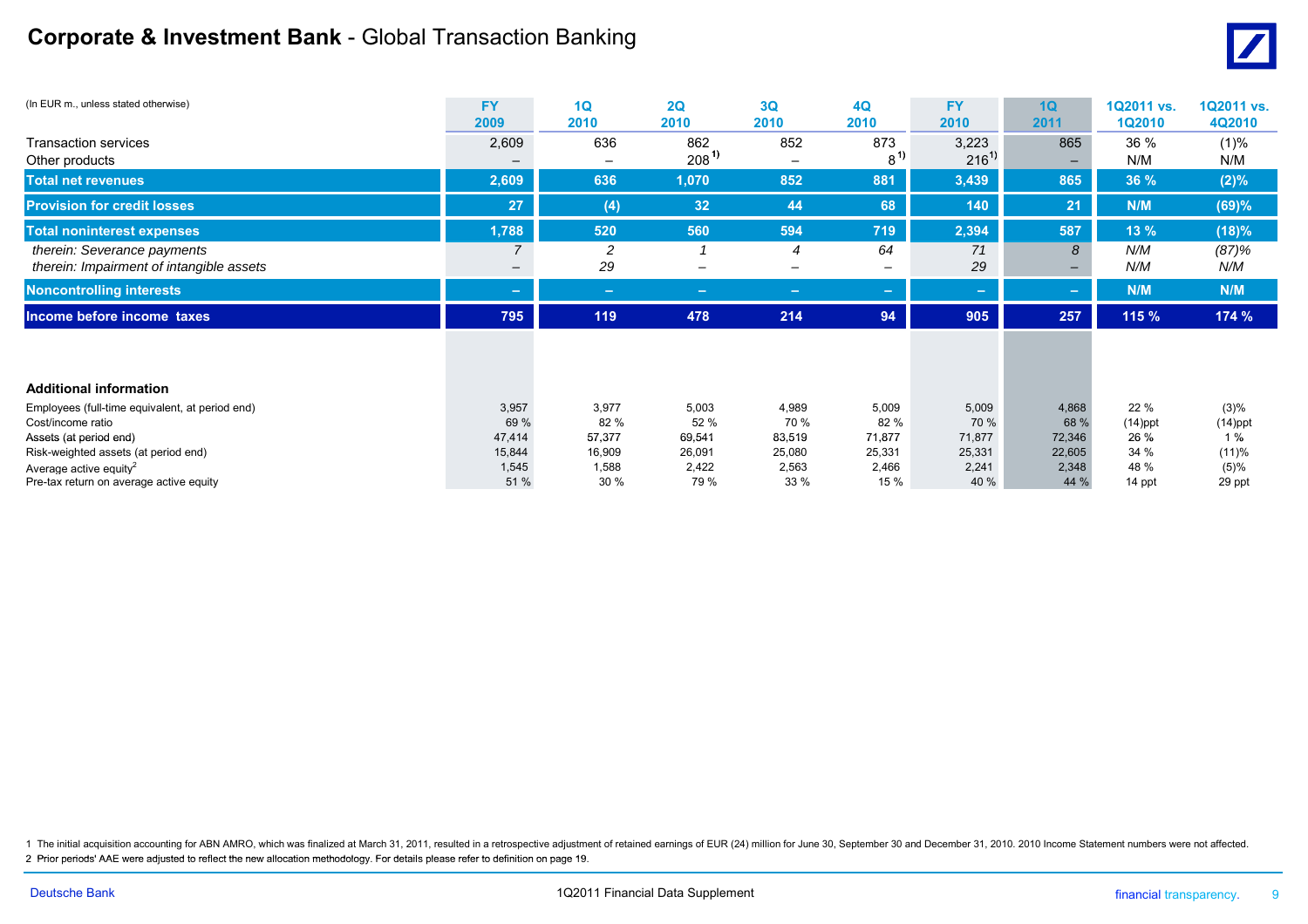# **Corporate & Investment Bank** - Global Transaction Banking

| (In EUR m., unless stated otherwise) | FY 2009 | 1Q 2010 | 2Q 2010 | 3Q 2010 | 4Q 2010 | FY 2010 | 1Q 2011 | 1Q2011 vs. 1Q2010 | 1Q2011 vs. 4Q2010 |
|---|---|---|---|---|---|---|---|---|---|
| Transaction services | 2,609 | 636 | 862 | 852 | 873 | 3,223 | 865 | 36 % | (1)% |
| Other products | – | – | 208 [1)] | – | 8 [1)] | 216 [1)] | – | N/M | N/M |
| **Total net revenues** | **2,609** | **636** | **1,070** | **852** | **881** | **3,439** | **865** | **36 %** | **(2)%** |
| **Provision for credit losses** | **27** | **(4)** | **32** | **44** | **68** | **140** | **21** | **N/M** | **(69)%** |
| **Total noninterest expenses** | **1,788** | **520** | **560** | **594** | **719** | **2,394** | **587** | **13 %** | **(18)%** |
| *therein: Severance payments* | *7* | *2* | *1* | *4* | *64* | *71* | *8* | *N/M* | *(87)%* |
| *therein: Impairment of intangible assets* | *–* | *29* | *–* | *–* | *–* | *29* | *–* | *N/M* | *N/M* |
| **Noncontrolling interests** | **–** | **–** | **–** | **–** | **–** | **–** | **–** | **N/M** | **N/M** |
| **Income before income taxes** | **795** | **119** | **478** | **214** | **94** | **905** | **257** | **115 %** | **174 %** |
| | | | | | | | | | |
| **Additional information** | | | | | | | | | |
| Employees (full-time equivalent, at period end) | 3,957 | 3,977 | 5,003 | 4,989 | 5,009 | 5,009 | 4,868 | 22 % | (3)% |
| Cost/income ratio | 69 % | 82 % | 52 % | 70 % | 82 % | 70 % | 68 % | (14)ppt | (14)ppt |
| Assets (at period end) | 47,414 | 57,377 | 69,541 | 83,519 | 71,877 | 71,877 | 72,346 | 26 % | 1 % |
| Risk-weighted assets (at period end) | 15,844 | 16,909 | 26,091 | 25,080 | 25,331 | 25,331 | 22,605 | 34 % | (11)% |
| Average active equity[2] | 1,545 | 1,588 | 2,422 | 2,563 | 2,466 | 2,241 | 2,348 | 48 % | (5)% |
| Pre-tax return on average active equity | 51 % | 30 % | 79 % | 33 % | 15 % | 40 % | 44 % | 14 ppt | 29 ppt |

1 The initial acquisition accounting for ABN AMRO, which was finalized at March 31, 2011, resulted in a retrospective adjustment of retained earnings of EUR (24) million for June 30, September 30 and December 31, 2010. 2010 Income Statement numbers were not affected.

2 Prior periods' AAE were adjusted to reflect the new allocation methodology. For details please refer to definition on page 19.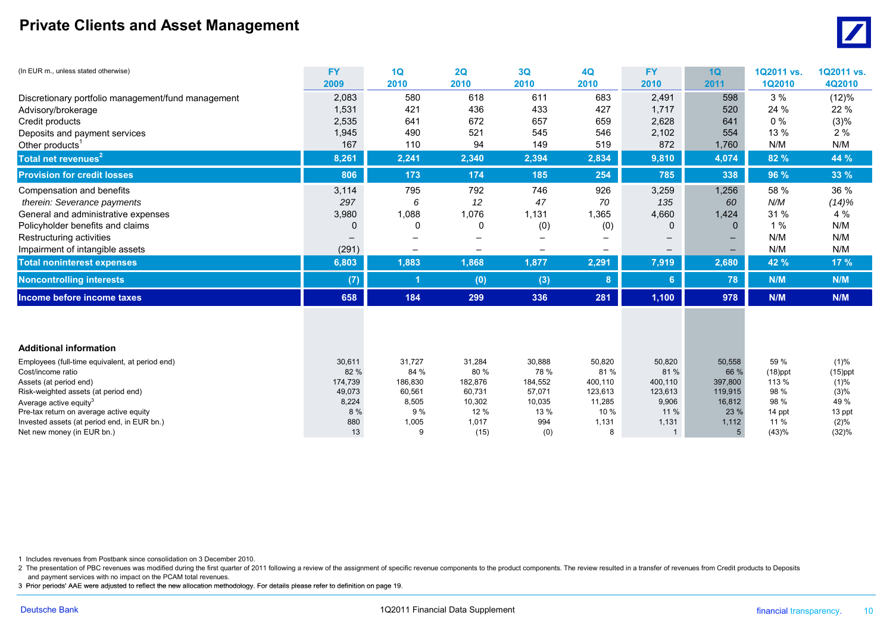# Private Clients and Asset Management

| (In EUR m., unless stated otherwise) | FY 2009 | 1Q 2010 | 2Q 2010 | 3Q 2010 | 4Q 2010 | FY 2010 | 1Q 2011 | 1Q2011 vs. 1Q2010 | 1Q2011 vs. 4Q2010 |
|---|---|---|---|---|---|---|---|---|---|
| Discretionary portfolio management/fund management | 2,083 | 580 | 618 | 611 | 683 | 2,491 | 598 | 3 % | (12)% |
| Advisory/brokerage | 1,531 | 421 | 436 | 433 | 427 | 1,717 | 520 | 24 % | 22 % |
| Credit products | 2,535 | 641 | 672 | 657 | 659 | 2,628 | 641 | 0 % | (3)% |
| Deposits and payment services | 1,945 | 490 | 521 | 545 | 546 | 2,102 | 554 | 13 % | 2 % |
| Other products[1] | 167 | 110 | 94 | 149 | 519 | 872 | 1,760 | N/M | N/M |
| **Total net revenues[2]** | **8,261** | **2,241** | **2,340** | **2,394** | **2,834** | **9,810** | **4,074** | **82 %** | **44 %** |
| **Provision for credit losses** | **806** | **173** | **174** | **185** | **254** | **785** | **338** | **96 %** | **33 %** |
| Compensation and benefits | 3,114 | 795 | 792 | 746 | 926 | 3,259 | 1,256 | 58 % | 36 % |
| *therein: Severance payments* | *297* | *6* | *12* | *47* | *70* | *135* | *60* | *N/M* | *(14)%* |
| General and administrative expenses | 3,980 | 1,088 | 1,076 | 1,131 | 1,365 | 4,660 | 1,424 | 31 % | 4 % |
| Policyholder benefits and claims | 0 | 0 | 0 | (0) | (0) | 0 | 0 | 1 % | N/M |
| Restructuring activities | – | – | – | – | – | – | – | N/M | N/M |
| Impairment of intangible assets | (291) | – | – | – | – | – | – | N/M | N/M |
| **Total noninterest expenses** | **6,803** | **1,883** | **1,868** | **1,877** | **2,291** | **7,919** | **2,680** | **42 %** | **17 %** |
| **Noncontrolling interests** | **(7)** | **1** | **(0)** | **(3)** | **8** | **6** | **78** | **N/M** | **N/M** |
| **Income before income taxes** | **658** | **184** | **299** | **336** | **281** | **1,100** | **978** | **N/M** | **N/M** |
| | | | | | | | | | |
| **Additional information** | | | | | | | | | |
| Employees (full-time equivalent, at period end) | 30,611 | 31,727 | 31,284 | 30,888 | 50,820 | 50,820 | 50,558 | 59 % | (1)% |
| Cost/income ratio | 82 % | 84 % | 80 % | 78 % | 81 % | 81 % | 66 % | (18)ppt | (15)ppt |
| Assets (at period end) | 174,739 | 186,830 | 182,876 | 184,552 | 400,110 | 400,110 | 397,800 | 113 % | (1)% |
| Risk-weighted assets (at period end) | 49,073 | 60,561 | 60,731 | 57,071 | 123,613 | 123,613 | 119,915 | 98 % | (3)% |
| Average active equity[3] | 8,224 | 8,505 | 10,302 | 10,035 | 11,285 | 9,906 | 16,812 | 98 % | 49 % |
| Pre-tax return on average active equity | 8 % | 9 % | 12 % | 13 % | 10 % | 11 % | 23 % | 14 ppt | 13 ppt |
| Invested assets (at period end, in EUR bn.) | 880 | 1,005 | 1,017 | 994 | 1,131 | 1,131 | 1,112 | 11 % | (2)% |
| Net new money (in EUR bn.) | 13 | 9 | (15) | (0) | 8 | 1 | 5 | (43)% | (32)% |

1 Includes revenues from Postbank since consolidation on 3 December 2010.

2 The presentation of PBC revenues was modified during the first quarter of 2011 following a review of the assignment of specific revenue components to the product components. The review resulted in a transfer of revenues from Credit products to Deposits and payment services with no impact on the PCAM total revenues.

3 Prior periods' AAE were adjusted to reflect the new allocation methodology. For details please refer to definition on page 19.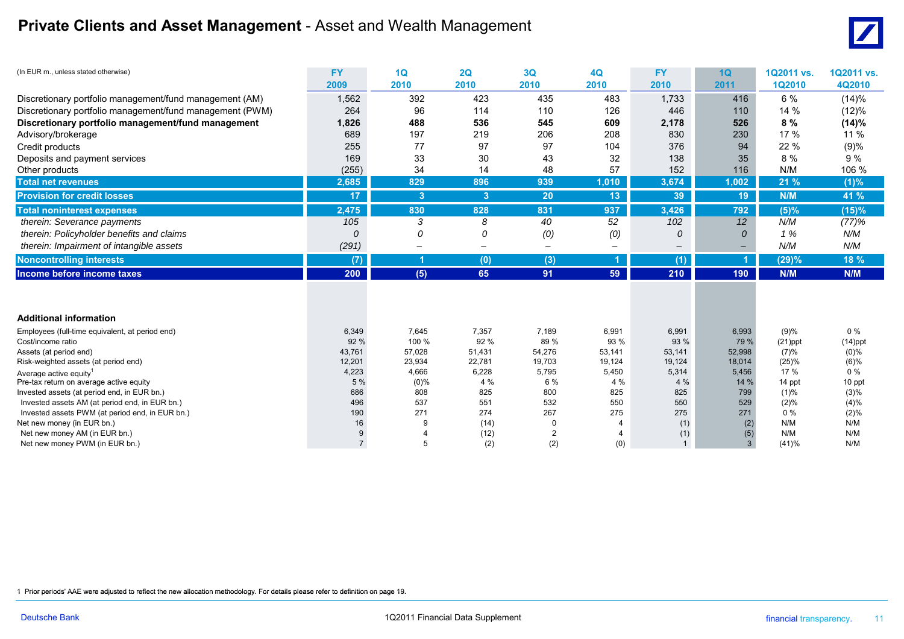# Private Clients and Asset Management - Asset and Wealth Management

| (In EUR m., unless stated otherwise) | FY 2009 | 1Q 2010 | 2Q 2010 | 3Q 2010 | 4Q 2010 | FY 2010 | 1Q 2011 | 1Q2011 vs. 1Q2010 | 1Q2011 vs. 4Q2010 |
|---|---|---|---|---|---|---|---|---|---|
| Discretionary portfolio management/fund management (AM) | 1,562 | 392 | 423 | 435 | 483 | 1,733 | 416 | 6 % | (14)% |
| Discretionary portfolio management/fund management (PWM) | 264 | 96 | 114 | 110 | 126 | 446 | 110 | 14 % | (12)% |
| **Discretionary portfolio management/fund management** | **1,826** | **488** | **536** | **545** | **609** | **2,178** | **526** | **8 %** | **(14)%** |
| Advisory/brokerage | 689 | 197 | 219 | 206 | 208 | 830 | 230 | 17 % | 11 % |
| Credit products | 255 | 77 | 97 | 97 | 104 | 376 | 94 | 22 % | (9)% |
| Deposits and payment services | 169 | 33 | 30 | 43 | 32 | 138 | 35 | 8 % | 9 % |
| Other products | (255) | 34 | 14 | 48 | 57 | 152 | 116 | N/M | 106 % |
| **Total net revenues** | **2,685** | **829** | **896** | **939** | **1,010** | **3,674** | **1,002** | **21 %** | **(1)%** |
| **Provision for credit losses** | **17** | **3** | **3** | **20** | **13** | **39** | **19** | **N/M** | **41 %** |
| **Total noninterest expenses** | **2,475** | **830** | **828** | **831** | **937** | **3,426** | **792** | **(5)%** | **(15)%** |
| *therein: Severance payments* | *105* | *3* | *8* | *40* | *52* | *102* | *12* | *N/M* | *(77)%* |
| *therein: Policyholder benefits and claims* | *0* | *0* | *0* | *(0)* | *(0)* | *0* | *0* | *1 %* | *N/M* |
| *therein: Impairment of intangible assets* | *(291)* | *–* | *–* | *–* | *–* | *–* | *–* | *N/M* | *N/M* |
| **Noncontrolling interests** | **(7)** | **1** | **(0)** | **(3)** | **1** | **(1)** | **1** | **(29)%** | **18 %** |
| **Income before income taxes** | **200** | **(5)** | **65** | **91** | **59** | **210** | **190** | **N/M** | **N/M** |
| | | | | | | | | | |
| **Additional information** | | | | | | | | | |
| Employees (full-time equivalent, at period end) | 6,349 | 7,645 | 7,357 | 7,189 | 6,991 | 6,991 | 6,993 | (9)% | 0 % |
| Cost/income ratio | 92 % | 100 % | 92 % | 89 % | 93 % | 93 % | 79 % | (21)ppt | (14)ppt |
| Assets (at period end) | 43,761 | 57,028 | 51,431 | 54,276 | 53,141 | 53,141 | 52,998 | (7)% | (0)% |
| Risk-weighted assets (at period end) | 12,201 | 23,934 | 22,781 | 19,703 | 19,124 | 19,124 | 18,014 | (25)% | (6)% |
| Average active equity[1] | 4,223 | 4,666 | 6,228 | 5,795 | 5,450 | 5,314 | 5,456 | 17 % | 0 % |
| Pre-tax return on average active equity | 5 % | (0)% | 4 % | 6 % | 4 % | 4 % | 14 % | 14 ppt | 10 ppt |
| Invested assets (at period end, in EUR bn.) | 686 | 808 | 825 | 800 | 825 | 825 | 799 | (1)% | (3)% |
| Invested assets AM (at period end, in EUR bn.) | 496 | 537 | 551 | 532 | 550 | 550 | 529 | (2)% | (4)% |
| Invested assets PWM (at period end, in EUR bn.) | 190 | 271 | 274 | 267 | 275 | 275 | 271 | 0 % | (2)% |
| Net new money (in EUR bn.) | 16 | 9 | (14) | 0 | 4 | (1) | (2) | N/M | N/M |
| Net new money AM (in EUR bn.) | 9 | 4 | (12) | 2 | 4 | (1) | (5) | N/M | N/M |
| Net new money PWM (in EUR bn.) | 7 | 5 | (2) | (2) | (0) | 1 | 3 | (41)% | N/M |

1 Prior periods' AAE were adjusted to reflect the new allocation methodology. For details please refer to definition on page 19.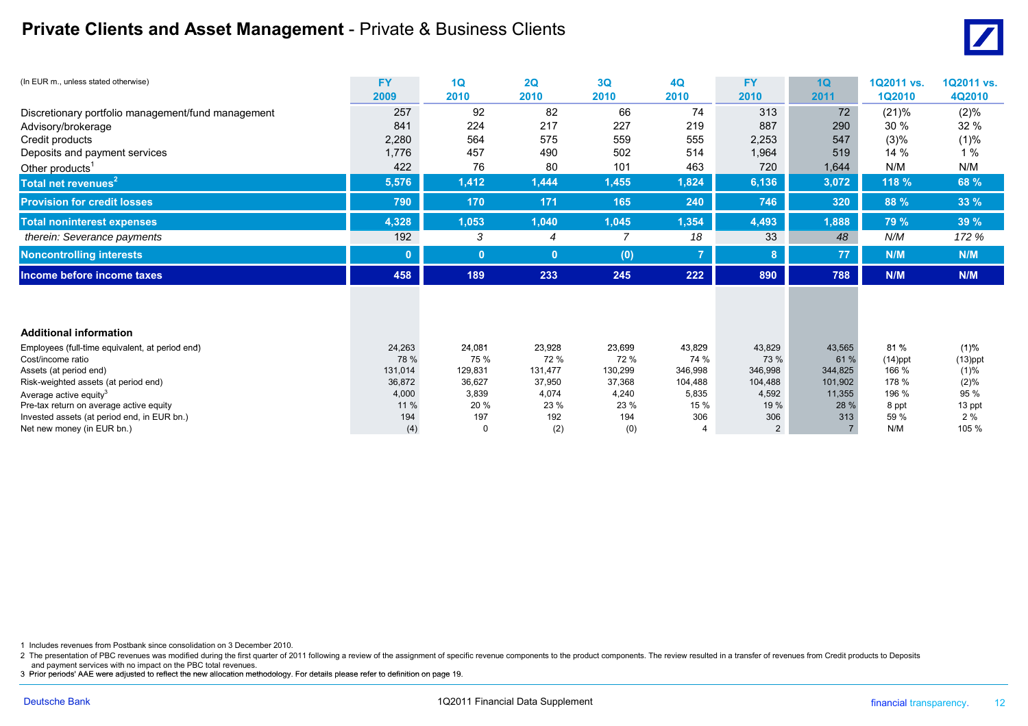# Private Clients and Asset Management - Private & Business Clients

| (In EUR m., unless stated otherwise) | FY 2009 | 1Q 2010 | 2Q 2010 | 3Q 2010 | 4Q 2010 | FY 2010 | 1Q 2011 | 1Q2011 vs. 1Q2010 | 1Q2011 vs. 4Q2010 |
|---|---|---|---|---|---|---|---|---|---|
| Discretionary portfolio management/fund management | 257 | 92 | 82 | 66 | 74 | 313 | 72 | (21)% | (2)% |
| Advisory/brokerage | 841 | 224 | 217 | 227 | 219 | 887 | 290 | 30 % | 32 % |
| Credit products | 2,280 | 564 | 575 | 559 | 555 | 2,253 | 547 | (3)% | (1)% |
| Deposits and payment services | 1,776 | 457 | 490 | 502 | 514 | 1,964 | 519 | 14 % | 1 % |
| Other products[1] | 422 | 76 | 80 | 101 | 463 | 720 | 1,644 | N/M | N/M |
| **Total net revenues[2]** | **5,576** | **1,412** | **1,444** | **1,455** | **1,824** | **6,136** | **3,072** | **118 %** | **68 %** |
| **Provision for credit losses** | **790** | **170** | **171** | **165** | **240** | **746** | **320** | **88 %** | **33 %** |
| **Total noninterest expenses** | **4,328** | **1,053** | **1,040** | **1,045** | **1,354** | **4,493** | **1,888** | **79 %** | **39 %** |
| *therein: Severance payments* | 192 | *3* | *4* | *7* | *18* | 33 | *48* | *N/M* | *172 %* |
| **Noncontrolling interests** | **0** | **0** | **0** | **(0)** | **7** | **8** | **77** | **N/M** | **N/M** |
| **Income before income taxes** | **458** | **189** | **233** | **245** | **222** | **890** | **788** | **N/M** | **N/M** |

**Additional information**

| | FY 2009 | 1Q 2010 | 2Q 2010 | 3Q 2010 | 4Q 2010 | FY 2010 | 1Q 2011 | 1Q2011 vs. 1Q2010 | 1Q2011 vs. 4Q2010 |
|---|---|---|---|---|---|---|---|---|---|
| Employees (full-time equivalent, at period end) | 24,263 | 24,081 | 23,928 | 23,699 | 43,829 | 43,829 | 43,565 | 81 % | (1)% |
| Cost/income ratio | 78 % | 75 % | 72 % | 72 % | 74 % | 73 % | 61 % | (14)ppt | (13)ppt |
| Assets (at period end) | 131,014 | 129,831 | 131,477 | 130,299 | 346,998 | 346,998 | 344,825 | 166 % | (1)% |
| Risk-weighted assets (at period end) | 36,872 | 36,627 | 37,950 | 37,368 | 104,488 | 104,488 | 101,902 | 178 % | (2)% |
| Average active equity[3] | 4,000 | 3,839 | 4,074 | 4,240 | 5,835 | 4,592 | 11,355 | 196 % | 95 % |
| Pre-tax return on average active equity | 11 % | 20 % | 23 % | 23 % | 15 % | 19 % | 28 % | 8 ppt | 13 ppt |
| Invested assets (at period end, in EUR bn.) | 194 | 197 | 192 | 194 | 306 | 306 | 313 | 59 % | 2 % |
| Net new money (in EUR bn.) | (4) | 0 | (2) | (0) | 4 | 2 | 7 | N/M | 105 % |

1 Includes revenues from Postbank since consolidation on 3 December 2010.

2 The presentation of PBC revenues was modified during the first quarter of 2011 following a review of the assignment of specific revenue components to the product components. The review resulted in a transfer of revenues from Credit products to Deposits and payment services with no impact on the PBC total revenues.

3 Prior periods' AAE were adjusted to reflect the new allocation methodology. For details please refer to definition on page 19.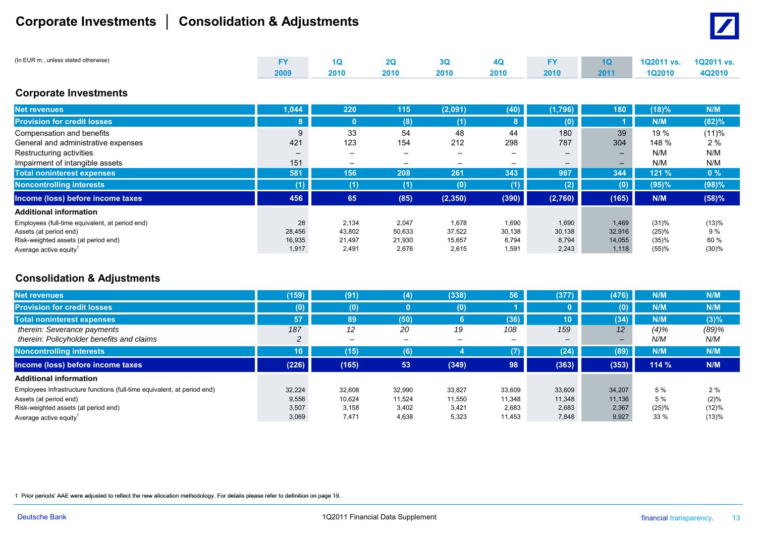# Corporate Investments | Consolidation & Adjustments

(In EUR m., unless stated otherwise)

## Corporate Investments

| | FY 2009 | 1Q 2010 | 2Q 2010 | 3Q 2010 | 4Q 2010 | FY 2010 | 1Q 2011 | 1Q2011 vs. 1Q2010 | 1Q2011 vs. 4Q2010 |
|---|---|---|---|---|---|---|---|---|---|
| **Net revenues** | 1,044 | 220 | 115 | (2,091) | (40) | (1,796) | 180 | (18)% | N/M |
| **Provision for credit losses** | 8 | 0 | (8) | (1) | 8 | (0) | 1 | N/M | (82)% |
| Compensation and benefits | 9 | 33 | 54 | 48 | 44 | 180 | 39 | 19 % | (11)% |
| General and administrative expenses | 421 | 123 | 154 | 212 | 298 | 787 | 304 | 148 % | 2 % |
| Restructuring activities | – | – | – | – | – | – | – | N/M | N/M |
| Impairment of intangible assets | 151 | – | – | – | – | – | – | N/M | N/M |
| **Total noninterest expenses** | 581 | 156 | 208 | 261 | 343 | 967 | 344 | 121 % | 0 % |
| **Noncontrolling interests** | (1) | (1) | (1) | (0) | (1) | (2) | (0) | (95)% | (98)% |
| **Income (loss) before income taxes** | 456 | 65 | (85) | (2,350) | (390) | (2,760) | (165) | N/M | (58)% |
| **Additional information** | | | | | | | | | |
| Employees (full-time equivalent, at period end) | 28 | 2,134 | 2,047 | 1,678 | 1,690 | 1,690 | 1,469 | (31)% | (13)% |
| Assets (at period end) | 28,456 | 43,802 | 50,633 | 37,522 | 30,138 | 30,138 | 32,916 | (25)% | 9 % |
| Risk-weighted assets (at period end) | 16,935 | 21,497 | 21,930 | 15,657 | 8,794 | 8,794 | 14,055 | (35)% | 60 % |
| Average active equity[1] | 1,917 | 2,491 | 2,676 | 2,615 | 1,591 | 2,243 | 1,118 | (55)% | (30)% |

## Consolidation & Adjustments

| | FY 2009 | 1Q 2010 | 2Q 2010 | 3Q 2010 | 4Q 2010 | FY 2010 | 1Q 2011 | 1Q2011 vs. 1Q2010 | 1Q2011 vs. 4Q2010 |
|---|---|---|---|---|---|---|---|---|---|
| **Net revenues** | (159) | (91) | (4) | (338) | 56 | (377) | (476) | N/M | N/M |
| **Provision for credit losses** | (0) | (0) | 0 | (0) | 1 | 0 | (0) | N/M | N/M |
| **Total noninterest expenses** | 57 | 89 | (50) | 6 | (36) | 10 | (34) | N/M | (3)% |
| *therein: Severance payments* | *187* | *12* | *20* | *19* | *108* | *159* | *12* | *(4)%* | *(89)%* |
| *therein: Policyholder benefits and claims* | *2* | – | – | – | – | – | – | *N/M* | *N/M* |
| **Noncontrolling interests** | 10 | (15) | (6) | 4 | (7) | (24) | (89) | N/M | N/M |
| **Income (loss) before income taxes** | (226) | (165) | 53 | (349) | 98 | (363) | (353) | 114 % | N/M |
| **Additional information** | | | | | | | | | |
| Employees Infrastructure functions (full-time equivalent, at period end) | 32,224 | 32,608 | 32,990 | 33,827 | 33,609 | 33,609 | 34,207 | 5 % | 2 % |
| Assets (at period end) | 9,556 | 10,624 | 11,524 | 11,550 | 11,348 | 11,348 | 11,136 | 5 % | (2)% |
| Risk-weighted assets (at period end) | 3,507 | 3,158 | 3,402 | 3,421 | 2,683 | 2,683 | 2,367 | (25)% | (12)% |
| Average active equity[1] | 3,069 | 7,471 | 4,638 | 5,323 | 11,453 | 7,848 | 9,927 | 33 % | (13)% |

1 Prior periods' AAE were adjusted to reflect the new allocation methodology. For details please refer to definition on page 19.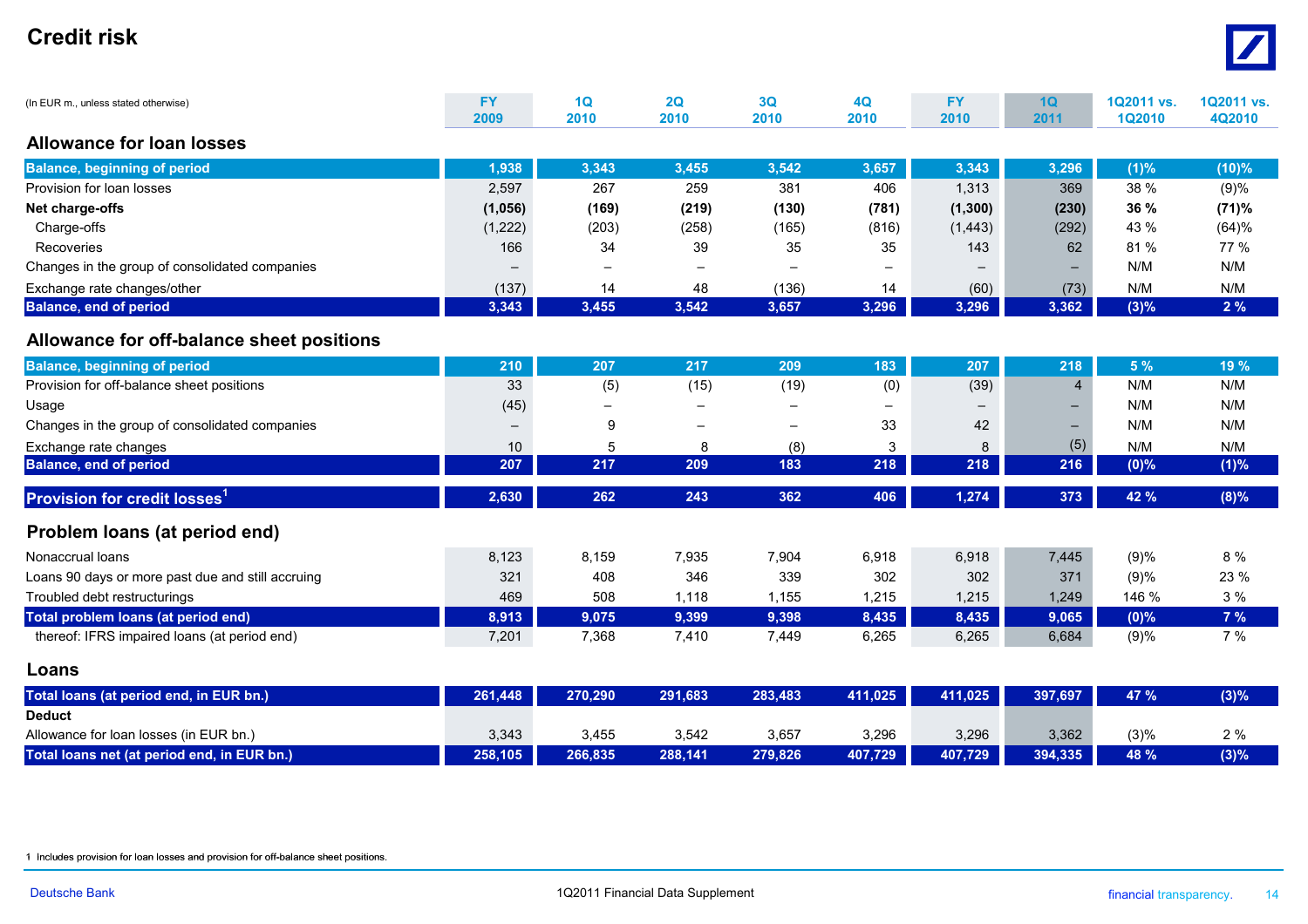# Credit risk

| (In EUR m., unless stated otherwise) | FY 2009 | 1Q 2010 | 2Q 2010 | 3Q 2010 | 4Q 2010 | FY 2010 | 1Q 2011 | 1Q2011 vs. 1Q2010 | 1Q2011 vs. 4Q2010 |
|---|---|---|---|---|---|---|---|---|---|
| **Allowance for loan losses** | | | | | | | | | |
| **Balance, beginning of period** | 1,938 | 3,343 | 3,455 | 3,542 | 3,657 | 3,343 | 3,296 | (1)% | (10)% |
| Provision for loan losses | 2,597 | 267 | 259 | 381 | 406 | 1,313 | 369 | 38 % | (9)% |
| **Net charge-offs** | (1,056) | (169) | (219) | (130) | (781) | (1,300) | (230) | 36 % | (71)% |
| Charge-offs | (1,222) | (203) | (258) | (165) | (816) | (1,443) | (292) | 43 % | (64)% |
| Recoveries | 166 | 34 | 39 | 35 | 35 | 143 | 62 | 81 % | 77 % |
| Changes in the group of consolidated companies | – | – | – | – | – | – | – | N/M | N/M |
| Exchange rate changes/other | (137) | 14 | 48 | (136) | 14 | (60) | (73) | N/M | N/M |
| **Balance, end of period** | 3,343 | 3,455 | 3,542 | 3,657 | 3,296 | 3,296 | 3,362 | (3)% | 2 % |
| **Allowance for off-balance sheet positions** | | | | | | | | | |
| **Balance, beginning of period** | 210 | 207 | 217 | 209 | 183 | 207 | 218 | 5 % | 19 % |
| Provision for off-balance sheet positions | 33 | (5) | (15) | (19) | (0) | (39) | 4 | N/M | N/M |
| Usage | (45) | – | – | – | – | – | – | N/M | N/M |
| Changes in the group of consolidated companies | – | 9 | – | – | 33 | 42 | – | N/M | N/M |
| Exchange rate changes | 10 | 5 | 8 | (8) | 3 | 8 | (5) | N/M | N/M |
| **Balance, end of period** | 207 | 217 | 209 | 183 | 218 | 218 | 216 | (0)% | (1)% |
| **Provision for credit losses**[1] | 2,630 | 262 | 243 | 362 | 406 | 1,274 | 373 | 42 % | (8)% |
| **Problem loans (at period end)** | | | | | | | | | |
| Nonaccrual loans | 8,123 | 8,159 | 7,935 | 7,904 | 6,918 | 6,918 | 7,445 | (9)% | 8 % |
| Loans 90 days or more past due and still accruing | 321 | 408 | 346 | 339 | 302 | 302 | 371 | (9)% | 23 % |
| Troubled debt restructurings | 469 | 508 | 1,118 | 1,155 | 1,215 | 1,215 | 1,249 | 146 % | 3 % |
| **Total problem loans (at period end)** | 8,913 | 9,075 | 9,399 | 9,398 | 8,435 | 8,435 | 9,065 | (0)% | 7 % |
| thereof: IFRS impaired loans (at period end) | 7,201 | 7,368 | 7,410 | 7,449 | 6,265 | 6,265 | 6,684 | (9)% | 7 % |
| **Loans** | | | | | | | | | |
| **Total loans (at period end, in EUR bn.)** | 261,448 | 270,290 | 291,683 | 283,483 | 411,025 | 411,025 | 397,697 | 47 % | (3)% |
| **Deduct** | | | | | | | | | |
| Allowance for loan losses (in EUR bn.) | 3,343 | 3,455 | 3,542 | 3,657 | 3,296 | 3,296 | 3,362 | (3)% | 2 % |
| **Total loans net (at period end, in EUR bn.)** | 258,105 | 266,835 | 288,141 | 279,826 | 407,729 | 407,729 | 394,335 | 48 % | (3)% |

1 Includes provision for loan losses and provision for off-balance sheet positions.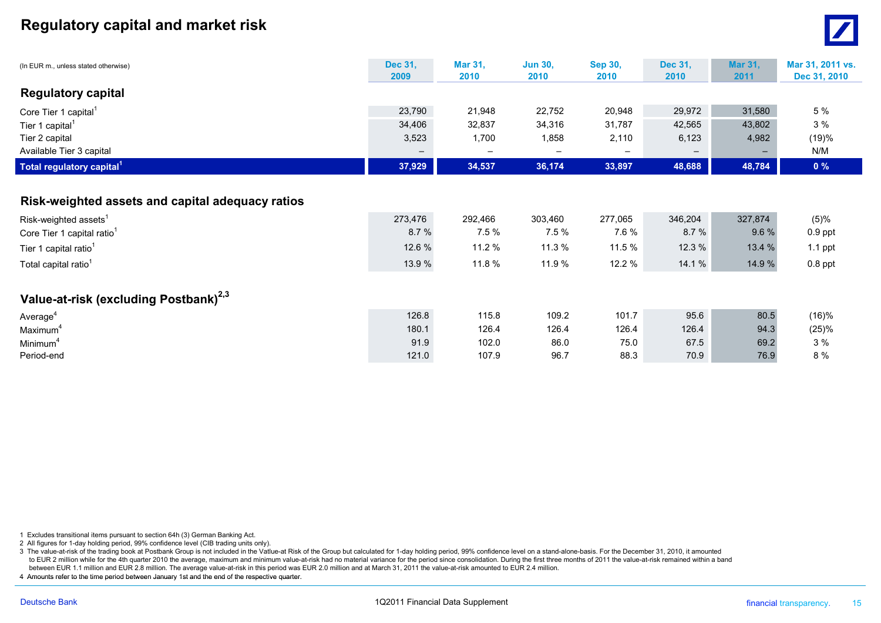# Regulatory capital and market risk

| (In EUR m., unless stated otherwise) | Dec 31, 2009 | Mar 31, 2010 | Jun 30, 2010 | Sep 30, 2010 | Dec 31, 2010 | Mar 31, 2011 | Mar 31, 2011 vs. Dec 31, 2010 |
|---|---|---|---|---|---|---|---|
| **Regulatory capital** | | | | | | | |
| Core Tier 1 capital[1] | 23,790 | 21,948 | 22,752 | 20,948 | 29,972 | 31,580 | 5 % |
| Tier 1 capital[1] | 34,406 | 32,837 | 34,316 | 31,787 | 42,565 | 43,802 | 3 % |
| Tier 2 capital | 3,523 | 1,700 | 1,858 | 2,110 | 6,123 | 4,982 | (19)% |
| Available Tier 3 capital | – | – | – | – | – | – | N/M |
| **Total regulatory capital[1]** | **37,929** | **34,537** | **36,174** | **33,897** | **48,688** | **48,784** | **0 %** |
| **Risk-weighted assets and capital adequacy ratios** | | | | | | | |
| Risk-weighted assets[1] | 273,476 | 292,466 | 303,460 | 277,065 | 346,204 | 327,874 | (5)% |
| Core Tier 1 capital ratio[1] | 8.7 % | 7.5 % | 7.5 % | 7.6 % | 8.7 % | 9.6 % | 0.9 ppt |
| Tier 1 capital ratio[1] | 12.6 % | 11.2 % | 11.3 % | 11.5 % | 12.3 % | 13.4 % | 1.1 ppt |
| Total capital ratio[1] | 13.9 % | 11.8 % | 11.9 % | 12.2 % | 14.1 % | 14.9 % | 0.8 ppt |
| **Value-at-risk (excluding Postbank)[2,3]** | | | | | | | |
| Average[4] | 126.8 | 115.8 | 109.2 | 101.7 | 95.6 | 80.5 | (16)% |
| Maximum[4] | 180.1 | 126.4 | 126.4 | 126.4 | 126.4 | 94.3 | (25)% |
| Minimum[4] | 91.9 | 102.0 | 86.0 | 75.0 | 67.5 | 69.2 | 3 % |
| Period-end | 121.0 | 107.9 | 96.7 | 88.3 | 70.9 | 76.9 | 8 % |

1 Excludes transitional items pursuant to section 64h (3) German Banking Act.
2 All figures for 1-day holding period, 99% confidence level (CIB trading units only).
3 The value-at-risk of the trading book at Postbank Group is not included in the Vatlue-at Risk of the Group but calculated for 1-day holding period, 99% confidence level on a stand-alone-basis. For the December 31, 2010, it amounted to EUR 2 million while for the 4th quarter 2010 the average, maximum and minimum value-at-risk had no material variance for the period since consolidation. During the first three months of 2011 the value-at-risk remained within a band between EUR 1.1 million and EUR 2.8 million. The average value-at-risk in this period was EUR 2.0 million and at March 31, 2011 the value-at-risk amounted to EUR 2.4 million.
4 Amounts refer to the time period between January 1st and the end of the respective quarter.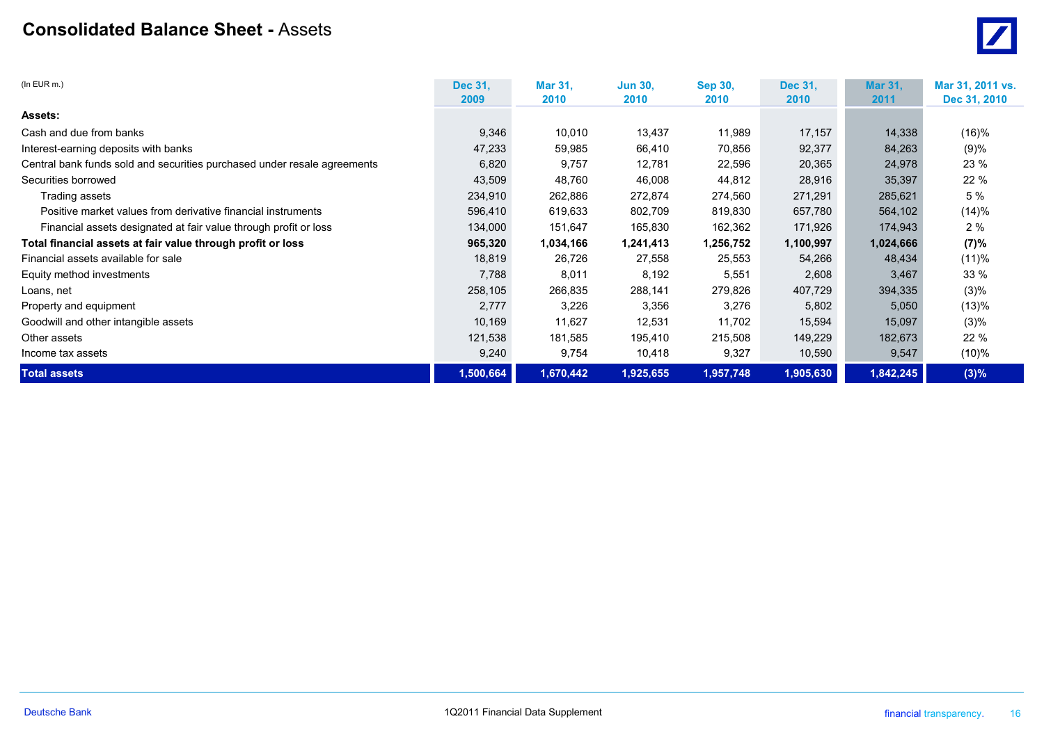# Consolidated Balance Sheet - Assets

| (In EUR m.) | Dec 31, 2009 | Mar 31, 2010 | Jun 30, 2010 | Sep 30, 2010 | Dec 31, 2010 | Mar 31, 2011 | Mar 31, 2011 vs. Dec 31, 2010 |
|---|---|---|---|---|---|---|---|
| **Assets:** | | | | | | | |
| Cash and due from banks | 9,346 | 10,010 | 13,437 | 11,989 | 17,157 | 14,338 | (16)% |
| Interest-earning deposits with banks | 47,233 | 59,985 | 66,410 | 70,856 | 92,377 | 84,263 | (9)% |
| Central bank funds sold and securities purchased under resale agreements | 6,820 | 9,757 | 12,781 | 22,596 | 20,365 | 24,978 | 23 % |
| Securities borrowed | 43,509 | 48,760 | 46,008 | 44,812 | 28,916 | 35,397 | 22 % |
| Trading assets | 234,910 | 262,886 | 272,874 | 274,560 | 271,291 | 285,621 | 5 % |
| Positive market values from derivative financial instruments | 596,410 | 619,633 | 802,709 | 819,830 | 657,780 | 564,102 | (14)% |
| Financial assets designated at fair value through profit or loss | 134,000 | 151,647 | 165,830 | 162,362 | 171,926 | 174,943 | 2 % |
| **Total financial assets at fair value through profit or loss** | **965,320** | **1,034,166** | **1,241,413** | **1,256,752** | **1,100,997** | **1,024,666** | **(7)%** |
| Financial assets available for sale | 18,819 | 26,726 | 27,558 | 25,553 | 54,266 | 48,434 | (11)% |
| Equity method investments | 7,788 | 8,011 | 8,192 | 5,551 | 2,608 | 3,467 | 33 % |
| Loans, net | 258,105 | 266,835 | 288,141 | 279,826 | 407,729 | 394,335 | (3)% |
| Property and equipment | 2,777 | 3,226 | 3,356 | 3,276 | 5,802 | 5,050 | (13)% |
| Goodwill and other intangible assets | 10,169 | 11,627 | 12,531 | 11,702 | 15,594 | 15,097 | (3)% |
| Other assets | 121,538 | 181,585 | 195,410 | 215,508 | 149,229 | 182,673 | 22 % |
| Income tax assets | 9,240 | 9,754 | 10,418 | 9,327 | 10,590 | 9,547 | (10)% |
| **Total assets** | **1,500,664** | **1,670,442** | **1,925,655** | **1,957,748** | **1,905,630** | **1,842,245** | **(3)%** |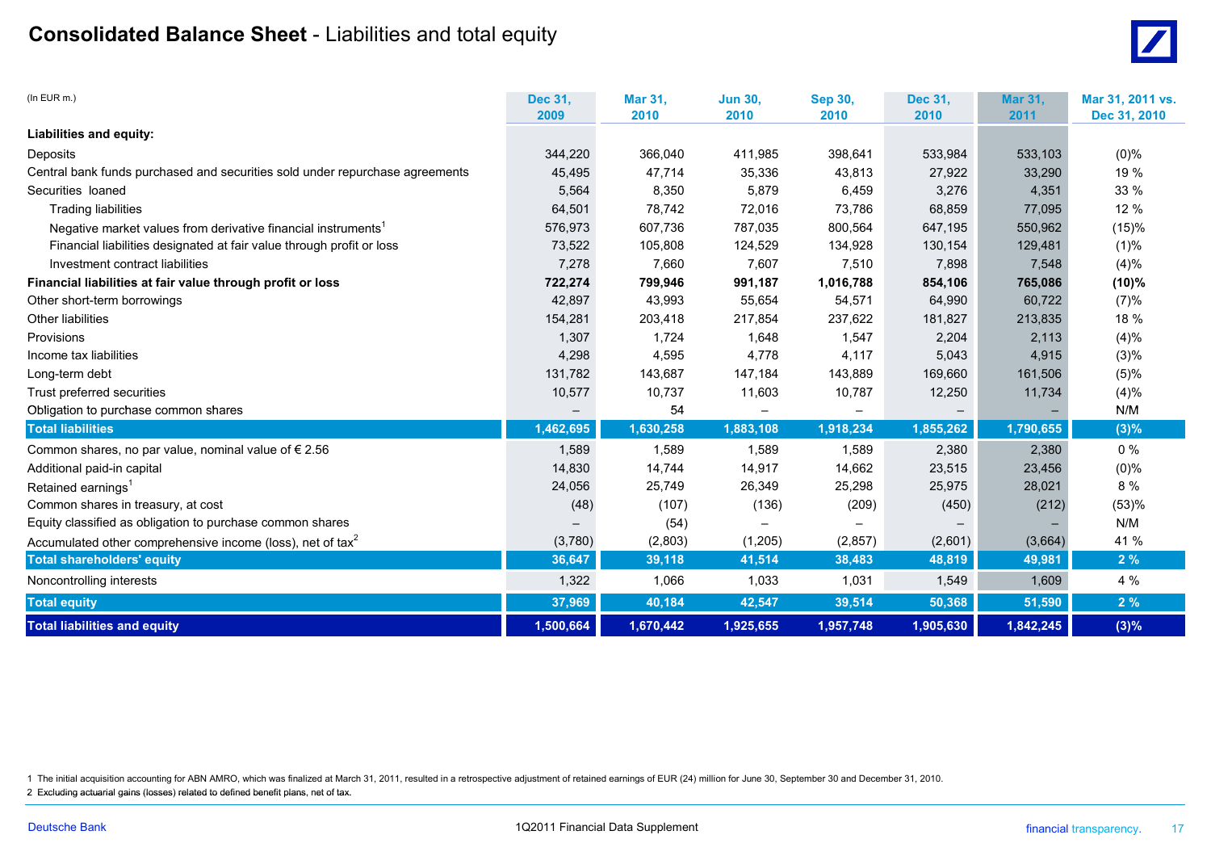# **Consolidated Balance Sheet** - Liabilities and total equity

| (In EUR m.) | Dec 31, 2009 | Mar 31, 2010 | Jun 30, 2010 | Sep 30, 2010 | Dec 31, 2010 | Mar 31, 2011 | Mar 31, 2011 vs. Dec 31, 2010 |
|---|---|---|---|---|---|---|---|
| **Liabilities and equity:** | | | | | | | |
| Deposits | 344,220 | 366,040 | 411,985 | 398,641 | 533,984 | 533,103 | (0)% |
| Central bank funds purchased and securities sold under repurchase agreements | 45,495 | 47,714 | 35,336 | 43,813 | 27,922 | 33,290 | 19 % |
| Securities loaned | 5,564 | 8,350 | 5,879 | 6,459 | 3,276 | 4,351 | 33 % |
| Trading liabilities | 64,501 | 78,742 | 72,016 | 73,786 | 68,859 | 77,095 | 12 % |
| Negative market values from derivative financial instruments[1] | 576,973 | 607,736 | 787,035 | 800,564 | 647,195 | 550,962 | (15)% |
| Financial liabilities designated at fair value through profit or loss | 73,522 | 105,808 | 124,529 | 134,928 | 130,154 | 129,481 | (1)% |
| Investment contract liabilities | 7,278 | 7,660 | 7,607 | 7,510 | 7,898 | 7,548 | (4)% |
| **Financial liabilities at fair value through profit or loss** | **722,274** | **799,946** | **991,187** | **1,016,788** | **854,106** | **765,086** | **(10)%** |
| Other short-term borrowings | 42,897 | 43,993 | 55,654 | 54,571 | 64,990 | 60,722 | (7)% |
| Other liabilities | 154,281 | 203,418 | 217,854 | 237,622 | 181,827 | 213,835 | 18 % |
| Provisions | 1,307 | 1,724 | 1,648 | 1,547 | 2,204 | 2,113 | (4)% |
| Income tax liabilities | 4,298 | 4,595 | 4,778 | 4,117 | 5,043 | 4,915 | (3)% |
| Long-term debt | 131,782 | 143,687 | 147,184 | 143,889 | 169,660 | 161,506 | (5)% |
| Trust preferred securities | 10,577 | 10,737 | 11,603 | 10,787 | 12,250 | 11,734 | (4)% |
| Obligation to purchase common shares | – | 54 | – | – | – | – | N/M |
| **Total liabilities** | **1,462,695** | **1,630,258** | **1,883,108** | **1,918,234** | **1,855,262** | **1,790,655** | **(3)%** |
| Common shares, no par value, nominal value of € 2.56 | 1,589 | 1,589 | 1,589 | 1,589 | 2,380 | 2,380 | 0 % |
| Additional paid-in capital | 14,830 | 14,744 | 14,917 | 14,662 | 23,515 | 23,456 | (0)% |
| Retained earnings[1] | 24,056 | 25,749 | 26,349 | 25,298 | 25,975 | 28,021 | 8 % |
| Common shares in treasury, at cost | (48) | (107) | (136) | (209) | (450) | (212) | (53)% |
| Equity classified as obligation to purchase common shares | – | (54) | – | – | – | – | N/M |
| Accumulated other comprehensive income (loss), net of tax[2] | (3,780) | (2,803) | (1,205) | (2,857) | (2,601) | (3,664) | 41 % |
| **Total shareholders' equity** | **36,647** | **39,118** | **41,514** | **38,483** | **48,819** | **49,981** | **2 %** |
| Noncontrolling interests | 1,322 | 1,066 | 1,033 | 1,031 | 1,549 | 1,609 | 4 % |
| **Total equity** | **37,969** | **40,184** | **42,547** | **39,514** | **50,368** | **51,590** | **2 %** |
| **Total liabilities and equity** | **1,500,664** | **1,670,442** | **1,925,655** | **1,957,748** | **1,905,630** | **1,842,245** | **(3)%** |

1 The initial acquisition accounting for ABN AMRO, which was finalized at March 31, 2011, resulted in a retrospective adjustment of retained earnings of EUR (24) million for June 30, September 30 and December 31, 2010.

2 Excluding actuarial gains (losses) related to defined benefit plans, net of tax.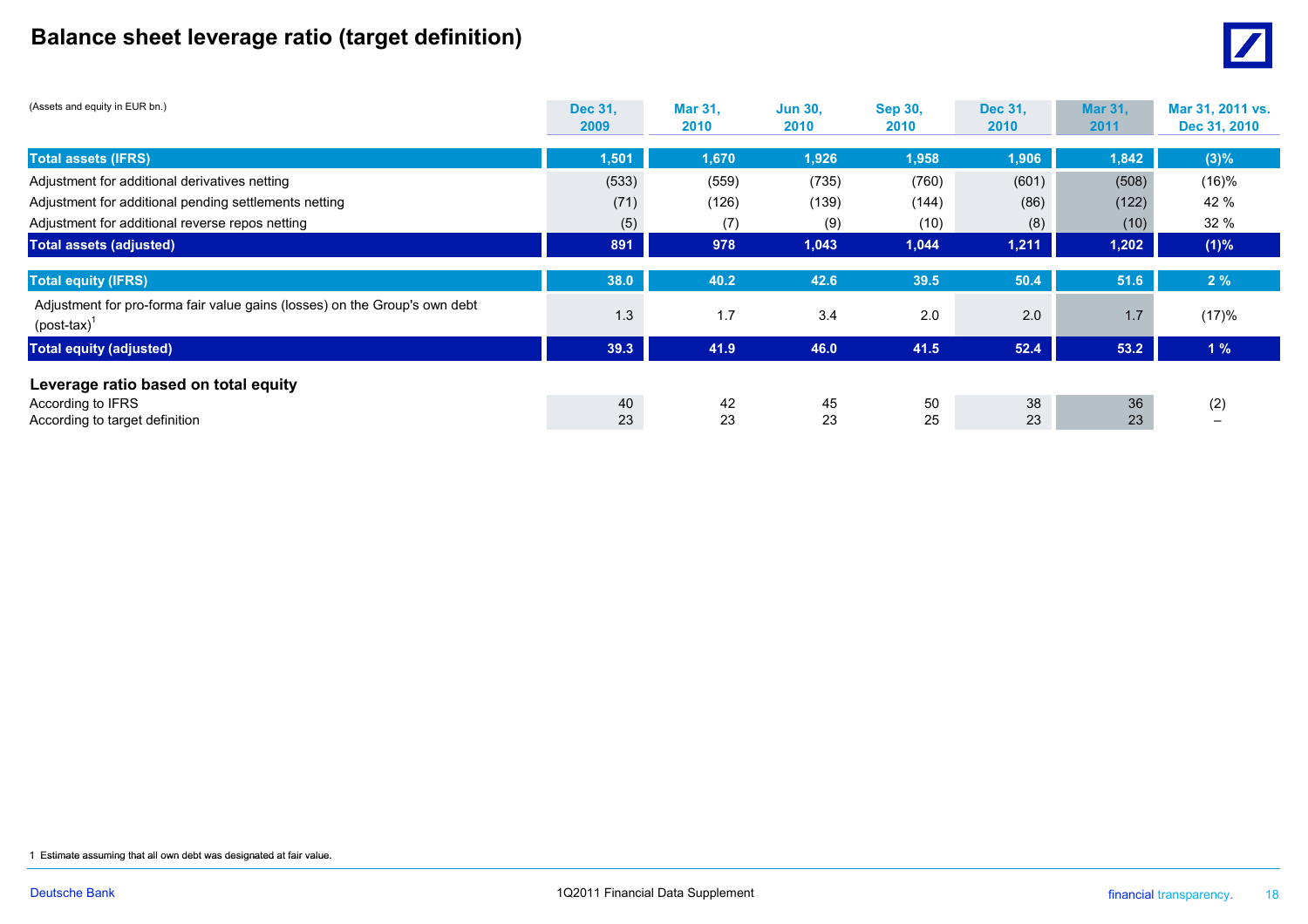# Balance sheet leverage ratio (target definition)

| (Assets and equity in EUR bn.) | Dec 31, 2009 | Mar 31, 2010 | Jun 30, 2010 | Sep 30, 2010 | Dec 31, 2010 | Mar 31, 2011 | Mar 31, 2011 vs. Dec 31, 2010 |
|---|---|---|---|---|---|---|---|
| **Total assets (IFRS)** | **1,501** | **1,670** | **1,926** | **1,958** | **1,906** | **1,842** | **(3)%** |
| Adjustment for additional derivatives netting | (533) | (559) | (735) | (760) | (601) | (508) | (16)% |
| Adjustment for additional pending settlements netting | (71) | (126) | (139) | (144) | (86) | (122) | 42 % |
| Adjustment for additional reverse repos netting | (5) | (7) | (9) | (10) | (8) | (10) | 32 % |
| **Total assets (adjusted)** | **891** | **978** | **1,043** | **1,044** | **1,211** | **1,202** | **(1)%** |
| **Total equity (IFRS)** | **38.0** | **40.2** | **42.6** | **39.5** | **50.4** | **51.6** | **2 %** |
| Adjustment for pro-forma fair value gains (losses) on the Group's own debt (post-tax)[1] | 1.3 | 1.7 | 3.4 | 2.0 | 2.0 | 1.7 | (17)% |
| **Total equity (adjusted)** | **39.3** | **41.9** | **46.0** | **41.5** | **52.4** | **53.2** | **1 %** |
| **Leverage ratio based on total equity** | | | | | | | |
| According to IFRS | 40 | 42 | 45 | 50 | 38 | 36 | (2) |
| According to target definition | 23 | 23 | 23 | 25 | 23 | 23 | – |

1 Estimate assuming that all own debt was designated at fair value.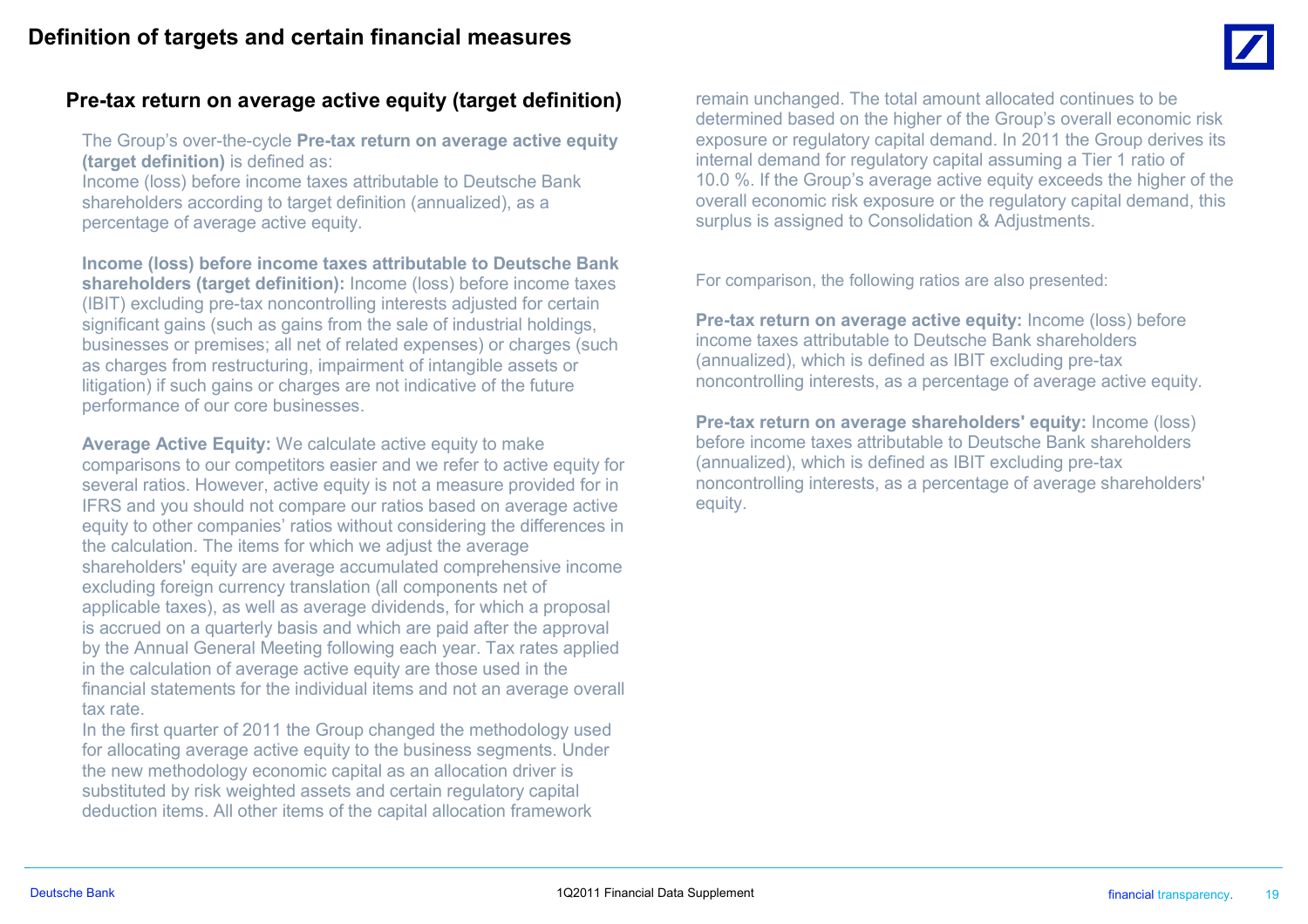# Definition of targets and certain financial measures

## Pre-tax return on average active equity (target definition)

The Group's over-the-cycle **Pre-tax return on average active equity (target definition)** is defined as:
Income (loss) before income taxes attributable to Deutsche Bank shareholders according to target definition (annualized), as a percentage of average active equity.

**Income (loss) before income taxes attributable to Deutsche Bank shareholders (target definition):** Income (loss) before income taxes (IBIT) excluding pre-tax noncontrolling interests adjusted for certain significant gains (such as gains from the sale of industrial holdings, businesses or premises; all net of related expenses) or charges (such as charges from restructuring, impairment of intangible assets or litigation) if such gains or charges are not indicative of the future performance of our core businesses.

**Average Active Equity:** We calculate active equity to make comparisons to our competitors easier and we refer to active equity for several ratios. However, active equity is not a measure provided for in IFRS and you should not compare our ratios based on average active equity to other companies' ratios without considering the differences in the calculation. The items for which we adjust the average shareholders' equity are average accumulated comprehensive income excluding foreign currency translation (all components net of applicable taxes), as well as average dividends, for which a proposal is accrued on a quarterly basis and which are paid after the approval by the Annual General Meeting following each year. Tax rates applied in the calculation of average active equity are those used in the financial statements for the individual items and not an average overall tax rate.
In the first quarter of 2011 the Group changed the methodology used for allocating average active equity to the business segments. Under the new methodology economic capital as an allocation driver is substituted by risk weighted assets and certain regulatory capital deduction items. All other items of the capital allocation framework remain unchanged. The total amount allocated continues to be determined based on the higher of the Group's overall economic risk exposure or regulatory capital demand. In 2011 the Group derives its internal demand for regulatory capital assuming a Tier 1 ratio of 10.0 %. If the Group's average active equity exceeds the higher of the overall economic risk exposure or the regulatory capital demand, this surplus is assigned to Consolidation & Adjustments.

For comparison, the following ratios are also presented:

**Pre-tax return on average active equity:** Income (loss) before income taxes attributable to Deutsche Bank shareholders (annualized), which is defined as IBIT excluding pre-tax noncontrolling interests, as a percentage of average active equity.

**Pre-tax return on average shareholders' equity:** Income (loss) before income taxes attributable to Deutsche Bank shareholders (annualized), which is defined as IBIT excluding pre-tax noncontrolling interests, as a percentage of average shareholders' equity.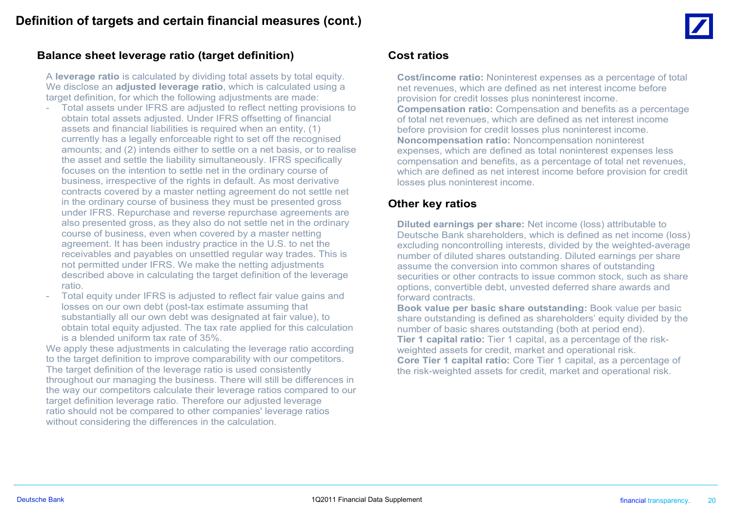# Definition of targets and certain financial measures (cont.)

## Balance sheet leverage ratio (target definition)

A **leverage ratio** is calculated by dividing total assets by total equity. We disclose an **adjusted leverage ratio**, which is calculated using a target definition, for which the following adjustments are made:

- Total assets under IFRS are adjusted to reflect netting provisions to obtain total assets adjusted. Under IFRS offsetting of financial assets and financial liabilities is required when an entity, (1) currently has a legally enforceable right to set off the recognised amounts; and (2) intends either to settle on a net basis, or to realise the asset and settle the liability simultaneously. IFRS specifically focuses on the intention to settle net in the ordinary course of business, irrespective of the rights in default. As most derivative contracts covered by a master netting agreement do not settle net in the ordinary course of business they must be presented gross under IFRS. Repurchase and reverse repurchase agreements are also presented gross, as they also do not settle net in the ordinary course of business, even when covered by a master netting agreement. It has been industry practice in the U.S. to net the receivables and payables on unsettled regular way trades. This is not permitted under IFRS. We make the netting adjustments described above in calculating the target definition of the leverage ratio.
- Total equity under IFRS is adjusted to reflect fair value gains and losses on our own debt (post-tax estimate assuming that substantially all our own debt was designated at fair value), to obtain total equity adjusted. The tax rate applied for this calculation is a blended uniform tax rate of 35%.

We apply these adjustments in calculating the leverage ratio according to the target definition to improve comparability with our competitors. The target definition of the leverage ratio is used consistently throughout our managing the business. There will still be differences in the way our competitors calculate their leverage ratios compared to our target definition leverage ratio. Therefore our adjusted leverage ratio should not be compared to other companies' leverage ratios without considering the differences in the calculation.

## Cost ratios

**Cost/income ratio:** Noninterest expenses as a percentage of total net revenues, which are defined as net interest income before provision for credit losses plus noninterest income.

**Compensation ratio:** Compensation and benefits as a percentage of total net revenues, which are defined as net interest income before provision for credit losses plus noninterest income.

**Noncompensation ratio:** Noncompensation noninterest expenses, which are defined as total noninterest expenses less compensation and benefits, as a percentage of total net revenues, which are defined as net interest income before provision for credit losses plus noninterest income.

## Other key ratios

**Diluted earnings per share:** Net income (loss) attributable to Deutsche Bank shareholders, which is defined as net income (loss) excluding noncontrolling interests, divided by the weighted-average number of diluted shares outstanding. Diluted earnings per share assume the conversion into common shares of outstanding securities or other contracts to issue common stock, such as share options, convertible debt, unvested deferred share awards and forward contracts.

**Book value per basic share outstanding:** Book value per basic share outstanding is defined as shareholders' equity divided by the number of basic shares outstanding (both at period end).

**Tier 1 capital ratio:** Tier 1 capital, as a percentage of the risk-weighted assets for credit, market and operational risk.

**Core Tier 1 capital ratio:** Core Tier 1 capital, as a percentage of the risk-weighted assets for credit, market and operational risk.